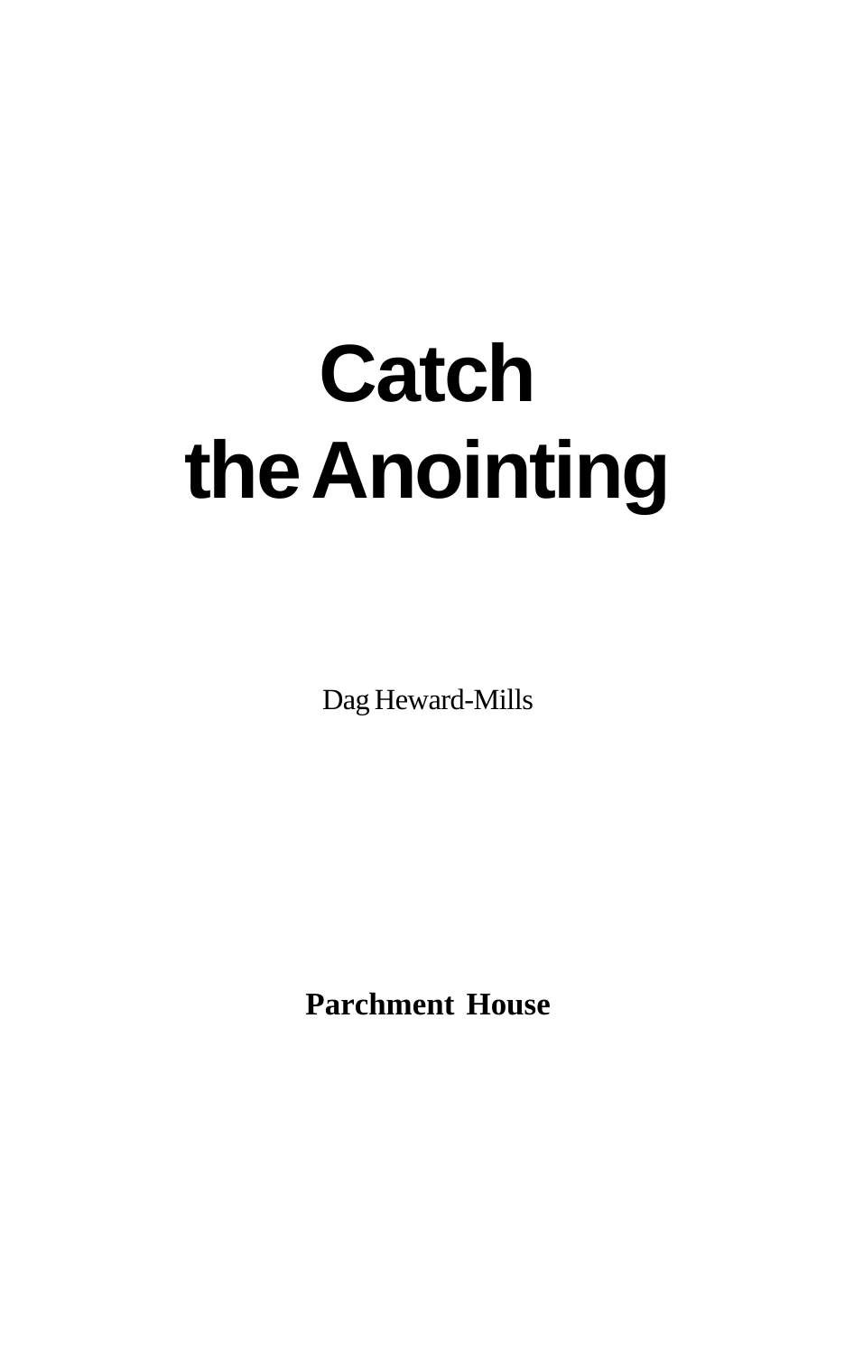# Catch the Anointing

Dag Heward-Mills

**Parchment House**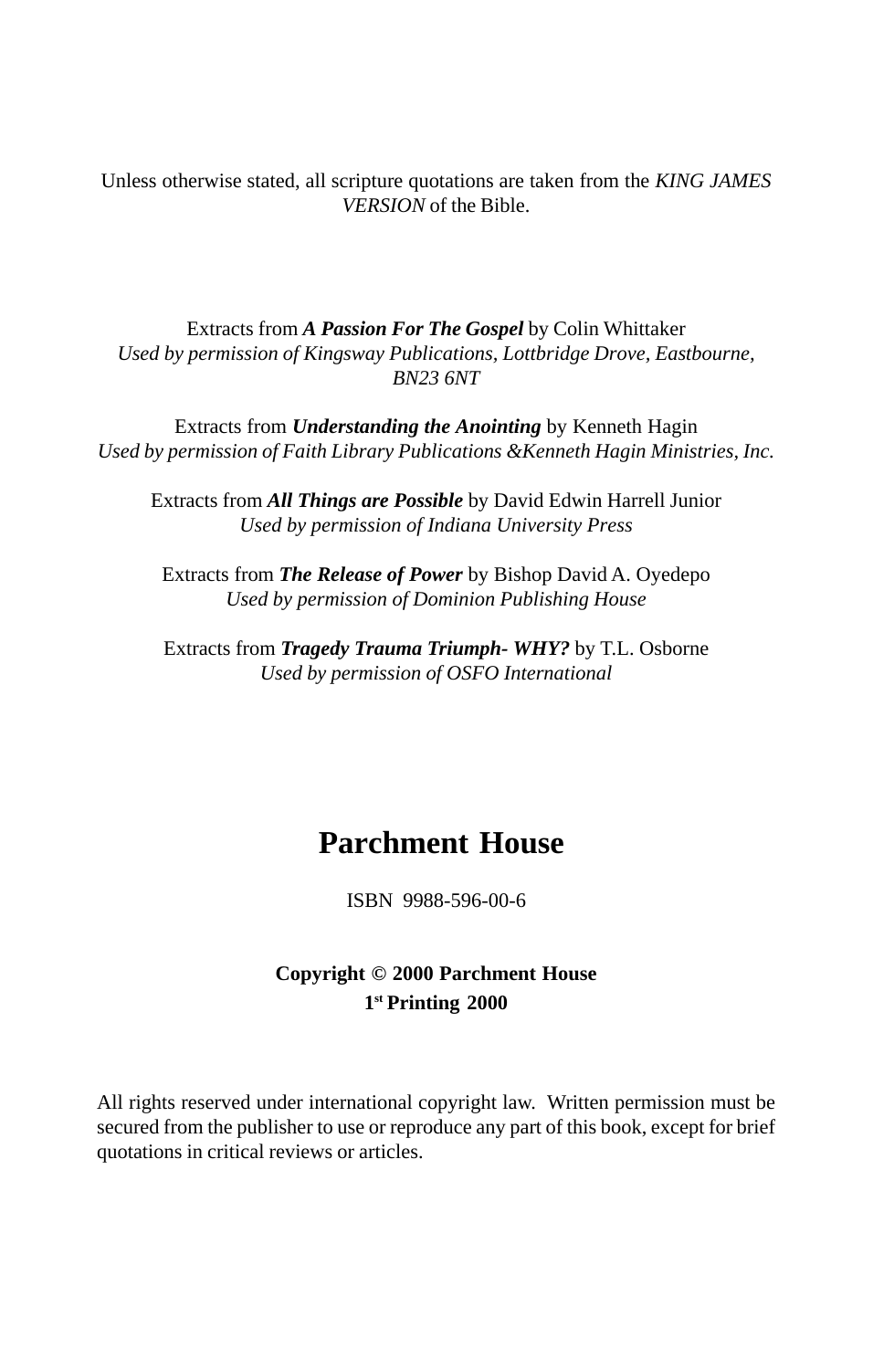Unless otherwise stated, all scripture quotations are taken from the *KING JAMES VERSION* of the Bible.

Extracts from ***A Passion For The Gospel*** by Colin Whittaker
*Used by permission of Kingsway Publications, Lottbridge Drove, Eastbourne, BN23 6NT*

Extracts from ***Understanding the Anointing*** by Kenneth Hagin
*Used by permission of Faith Library Publications &Kenneth Hagin Ministries, Inc.*

Extracts from ***All Things are Possible*** by David Edwin Harrell Junior
*Used by permission of Indiana University Press*

Extracts from ***The Release of Power*** by Bishop David A. Oyedepo
*Used by permission of Dominion Publishing House*

Extracts from ***Tragedy Trauma Triumph- WHY?*** by T.L. Osborne
*Used by permission of OSFO International*

# Parchment House

ISBN 9988-596-00-6

**Copyright © 2000 Parchment House**
**1st Printing 2000**

All rights reserved under international copyright law. Written permission must be secured from the publisher to use or reproduce any part of this book, except for brief quotations in critical reviews or articles.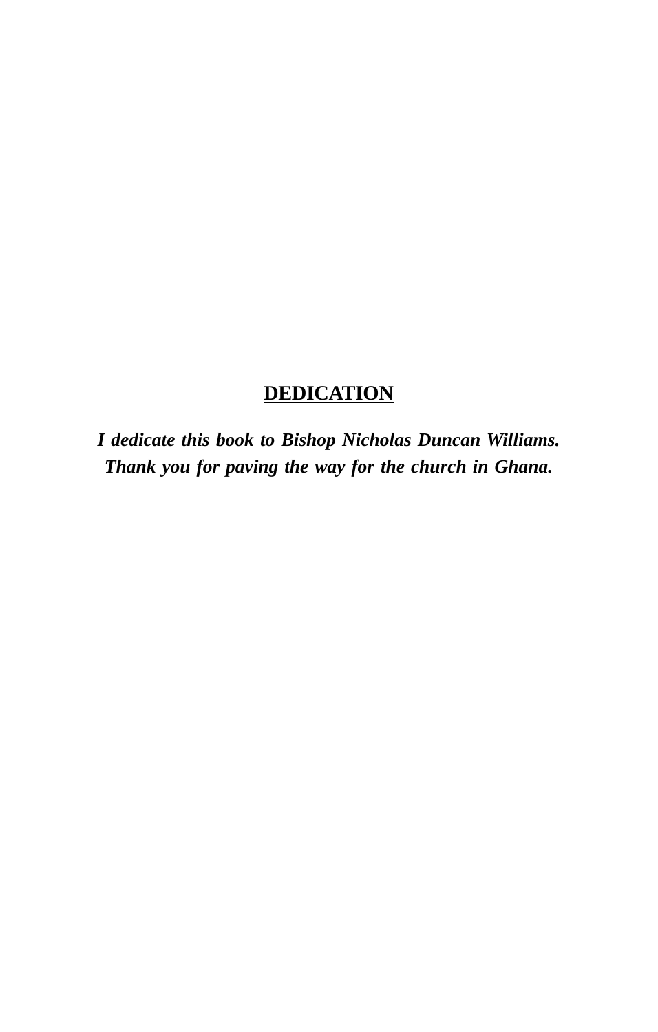## DEDICATION

***I dedicate this book to Bishop Nicholas Duncan Williams. Thank you for paving the way for the church in Ghana.***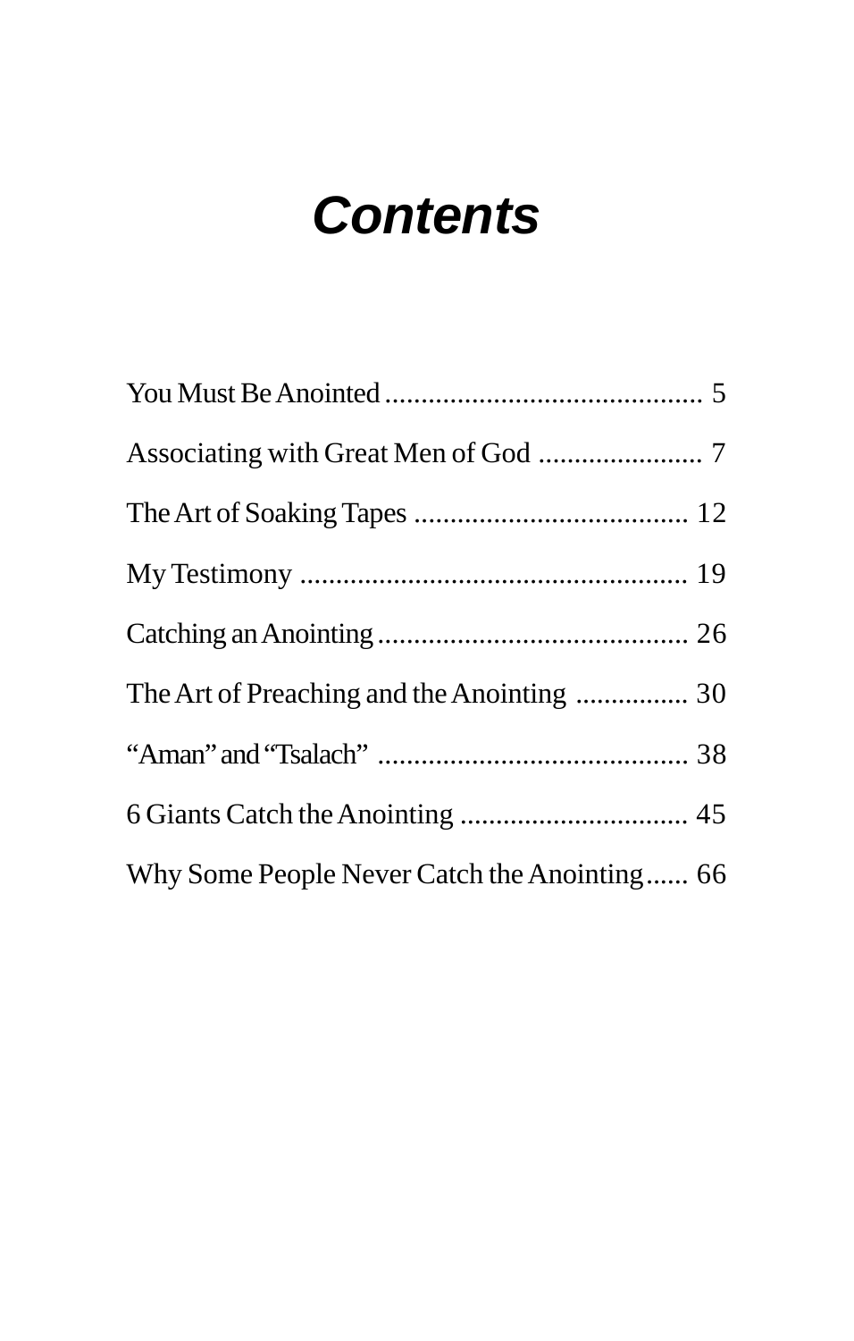# Contents

You Must Be Anointed ............................................ 5

Associating with Great Men of God ....................... 7

The Art of Soaking Tapes ...................................... 12

My Testimony ...................................................... 19

Catching an Anointing ............................................ 26

The Art of Preaching and the Anointing ................ 30

"Aman" and "Tsalach" ............................................ 38

6 Giants Catch the Anointing ................................ 45

Why Some People Never Catch the Anointing...... 66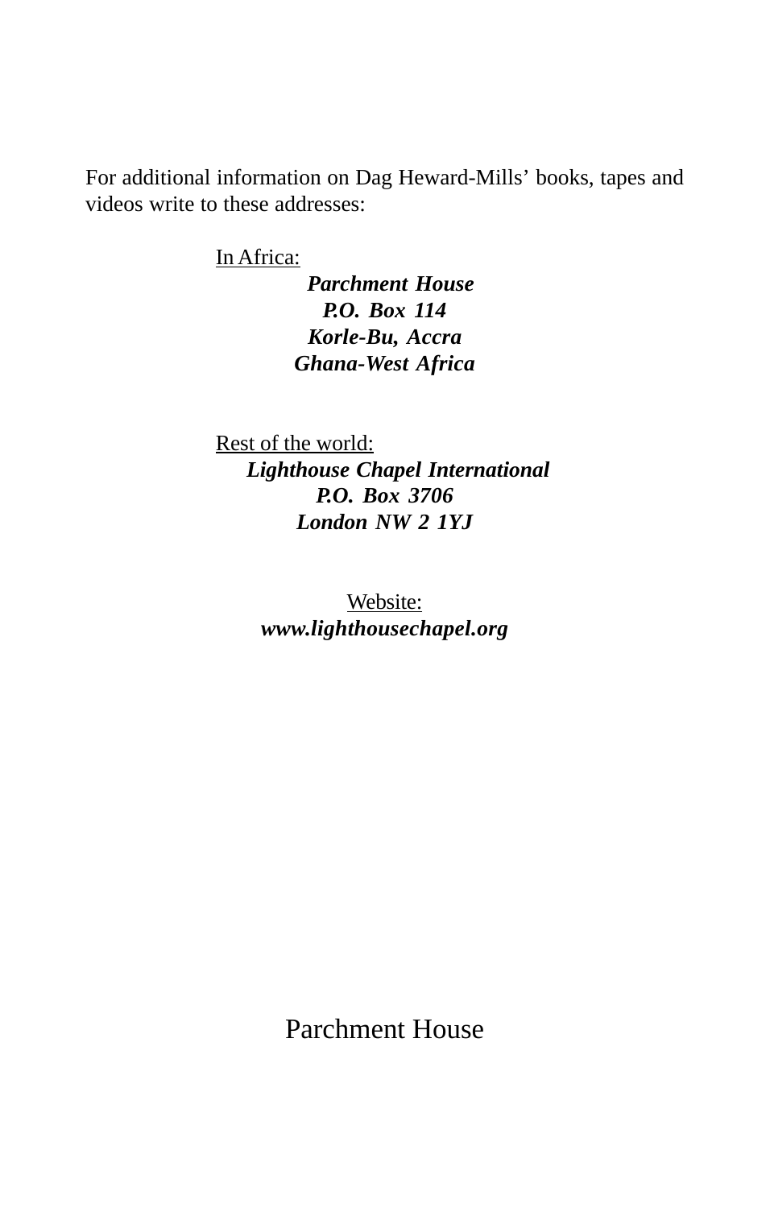For additional information on Dag Heward-Mills' books, tapes and videos write to these addresses:

In Africa:

***Parchment House***  
***P.O. Box 114***  
***Korle-Bu, Accra***  
***Ghana-West Africa***

Rest of the world:

***Lighthouse Chapel International***  
***P.O. Box 3706***  
***London NW 2 1YJ***

Website:  
***www.lighthousechapel.org***

Parchment House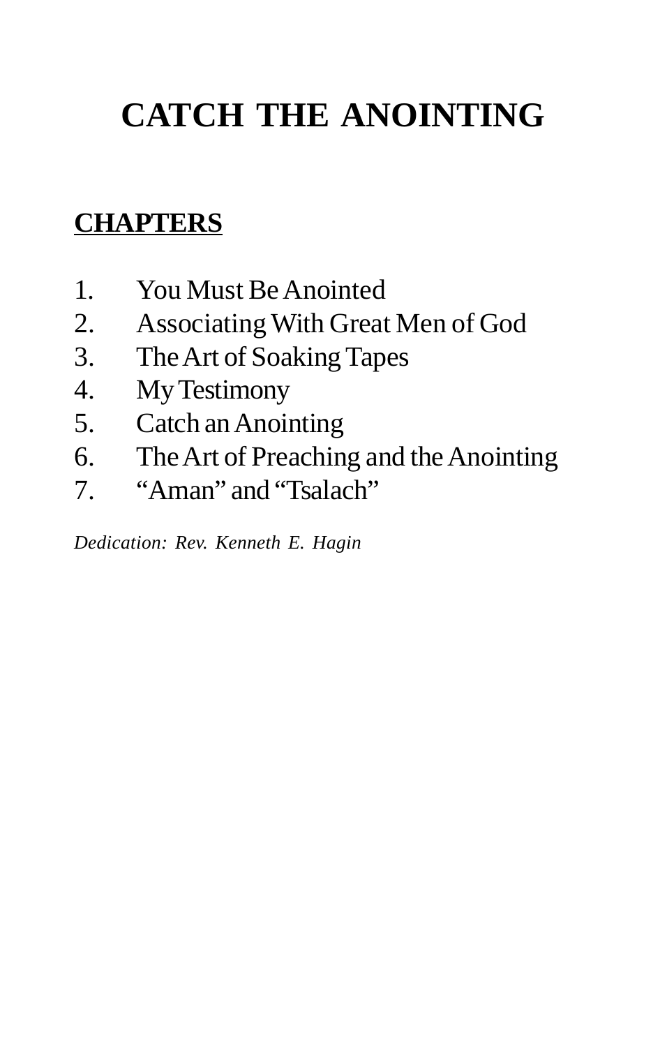# CATCH THE ANOINTING

## CHAPTERS

1. You Must Be Anointed
2. Associating With Great Men of God
3. The Art of Soaking Tapes
4. My Testimony
5. Catch an Anointing
6. The Art of Preaching and the Anointing
7. "Aman" and "Tsalach"

*Dedication: Rev. Kenneth E. Hagin*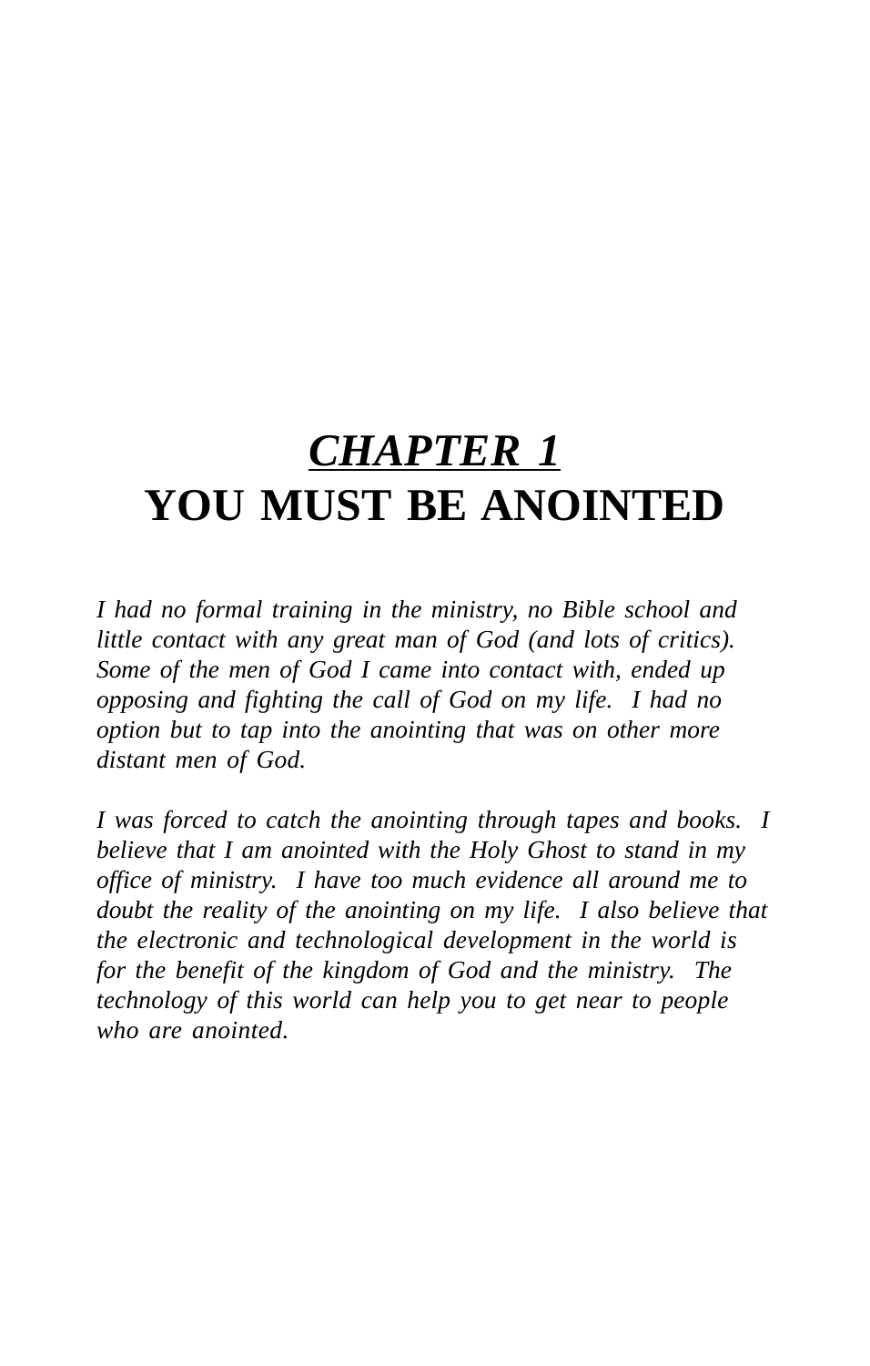# ***CHAPTER 1***
# YOU MUST BE ANOINTED

*I had no formal training in the ministry, no Bible school and little contact with any great man of God (and lots of critics). Some of the men of God I came into contact with, ended up opposing and fighting the call of God on my life. I had no option but to tap into the anointing that was on other more distant men of God.*

*I was forced to catch the anointing through tapes and books. I believe that I am anointed with the Holy Ghost to stand in my office of ministry. I have too much evidence all around me to doubt the reality of the anointing on my life. I also believe that the electronic and technological development in the world is for the benefit of the kingdom of God and the ministry. The technology of this world can help you to get near to people who are anointed.*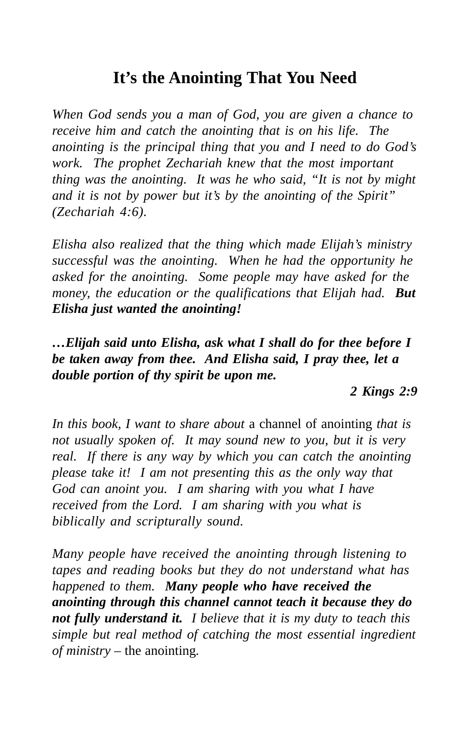# It's the Anointing That You Need

*When God sends you a man of God, you are given a chance to receive him and catch the anointing that is on his life. The anointing is the principal thing that you and I need to do God's work. The prophet Zechariah knew that the most important thing was the anointing. It was he who said, "It is not by might and it is not by power but it's by the anointing of the Spirit" (Zechariah 4:6).*

*Elisha also realized that the thing which made Elijah's ministry successful was the anointing. When he had the opportunity he asked for the anointing. Some people may have asked for the money, the education or the qualifications that Elijah had.* ***But Elisha just wanted the anointing!***

***…Elijah said unto Elisha, ask what I shall do for thee before I be taken away from thee. And Elisha said, I pray thee, let a double portion of thy spirit be upon me.***

***2 Kings 2:9***

*In this book, I want to share about* a channel of anointing *that is not usually spoken of. It may sound new to you, but it is very real. If there is any way by which you can catch the anointing please take it! I am not presenting this as the only way that God can anoint you. I am sharing with you what I have received from the Lord. I am sharing with you what is biblically and scripturally sound.*

*Many people have received the anointing through listening to tapes and reading books but they do not understand what has happened to them.* ***Many people who have received the anointing through this channel cannot teach it because they do not fully understand it.*** *I believe that it is my duty to teach this simple but real method of catching the most essential ingredient of ministry* – the anointing.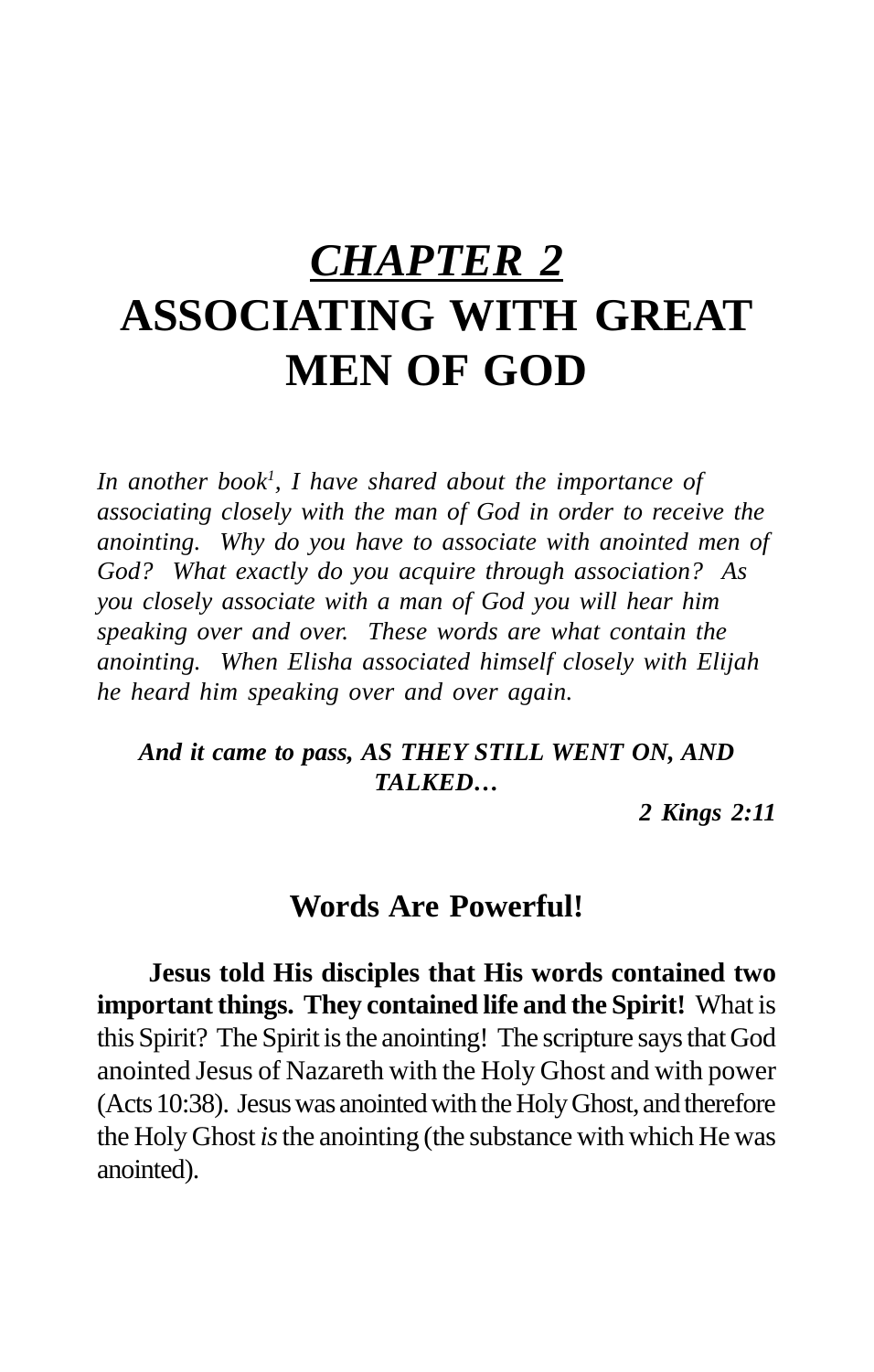# *CHAPTER 2*
# ASSOCIATING WITH GREAT MEN OF GOD

*In another book[1], I have shared about the importance of associating closely with the man of God in order to receive the anointing. Why do you have to associate with anointed men of God? What exactly do you acquire through association? As you closely associate with a man of God you will hear him speaking over and over. These words are what contain the anointing. When Elisha associated himself closely with Elijah he heard him speaking over and over again.*

***And it came to pass, AS THEY STILL WENT ON, AND TALKED…***

***2 Kings 2:11***

## Words Are Powerful!

**Jesus told His disciples that His words contained two important things. They contained life and the Spirit!** What is this Spirit? The Spirit is the anointing! The scripture says that God anointed Jesus of Nazareth with the Holy Ghost and with power (Acts 10:38). Jesus was anointed with the Holy Ghost, and therefore the Holy Ghost *is* the anointing (the substance with which He was anointed).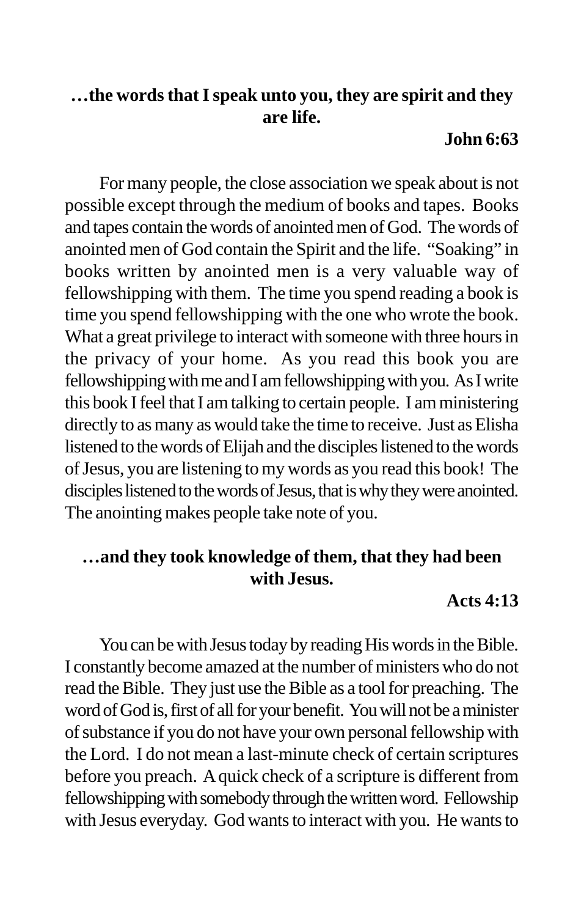**…the words that I speak unto you, they are spirit and they are life.**

**John 6:63**

For many people, the close association we speak about is not possible except through the medium of books and tapes. Books and tapes contain the words of anointed men of God. The words of anointed men of God contain the Spirit and the life. "Soaking" in books written by anointed men is a very valuable way of fellowshipping with them. The time you spend reading a book is time you spend fellowshipping with the one who wrote the book. What a great privilege to interact with someone with three hours in the privacy of your home. As you read this book you are fellowshipping with me and I am fellowshipping with you. As I write this book I feel that I am talking to certain people. I am ministering directly to as many as would take the time to receive. Just as Elisha listened to the words of Elijah and the disciples listened to the words of Jesus, you are listening to my words as you read this book! The disciples listened to the words of Jesus, that is why they were anointed. The anointing makes people take note of you.

**…and they took knowledge of them, that they had been with Jesus.**

**Acts 4:13**

You can be with Jesus today by reading His words in the Bible. I constantly become amazed at the number of ministers who do not read the Bible. They just use the Bible as a tool for preaching. The word of God is, first of all for your benefit. You will not be a minister of substance if you do not have your own personal fellowship with the Lord. I do not mean a last-minute check of certain scriptures before you preach. A quick check of a scripture is different from fellowshipping with somebody through the written word. Fellowship with Jesus everyday. God wants to interact with you. He wants to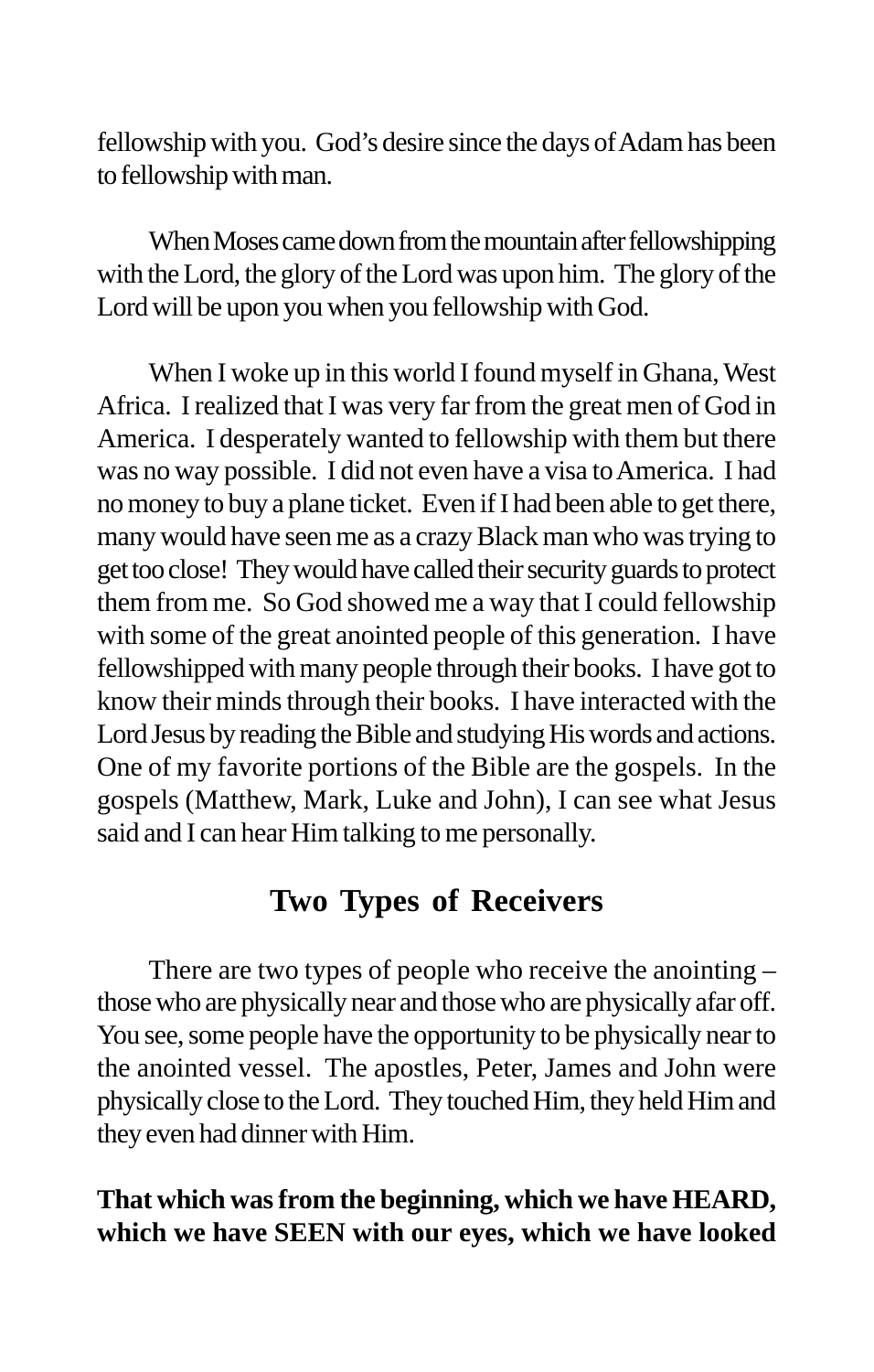fellowship with you. God's desire since the days of Adam has been to fellowship with man.

When Moses came down from the mountain after fellowshipping with the Lord, the glory of the Lord was upon him. The glory of the Lord will be upon you when you fellowship with God.

When I woke up in this world I found myself in Ghana, West Africa. I realized that I was very far from the great men of God in America. I desperately wanted to fellowship with them but there was no way possible. I did not even have a visa to America. I had no money to buy a plane ticket. Even if I had been able to get there, many would have seen me as a crazy Black man who was trying to get too close! They would have called their security guards to protect them from me. So God showed me a way that I could fellowship with some of the great anointed people of this generation. I have fellowshipped with many people through their books. I have got to know their minds through their books. I have interacted with the Lord Jesus by reading the Bible and studying His words and actions. One of my favorite portions of the Bible are the gospels. In the gospels (Matthew, Mark, Luke and John), I can see what Jesus said and I can hear Him talking to me personally.

## Two Types of Receivers

There are two types of people who receive the anointing – those who are physically near and those who are physically afar off. You see, some people have the opportunity to be physically near to the anointed vessel. The apostles, Peter, James and John were physically close to the Lord. They touched Him, they held Him and they even had dinner with Him.

**That which was from the beginning, which we have HEARD, which we have SEEN with our eyes, which we have looked**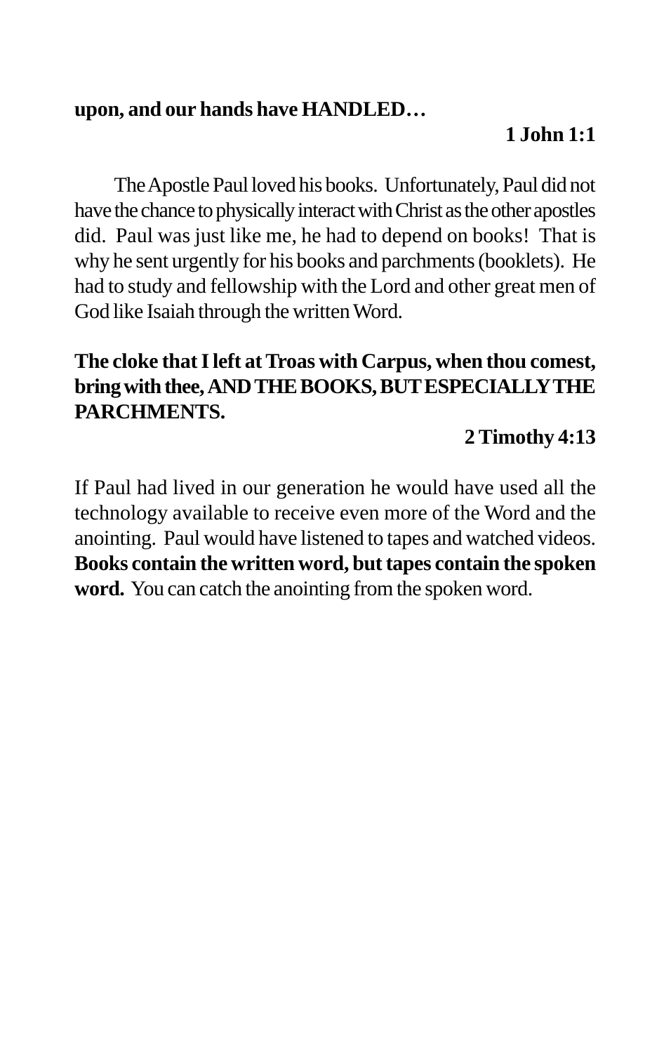**upon, and our hands have HANDLED…**

**1 John 1:1**

The Apostle Paul loved his books. Unfortunately, Paul did not have the chance to physically interact with Christ as the other apostles did. Paul was just like me, he had to depend on books! That is why he sent urgently for his books and parchments (booklets). He had to study and fellowship with the Lord and other great men of God like Isaiah through the written Word.

**The cloke that I left at Troas with Carpus, when thou comest, bring with thee, AND THE BOOKS, BUT ESPECIALLY THE PARCHMENTS.**

**2 Timothy 4:13**

If Paul had lived in our generation he would have used all the technology available to receive even more of the Word and the anointing. Paul would have listened to tapes and watched videos. **Books contain the written word, but tapes contain the spoken word.** You can catch the anointing from the spoken word.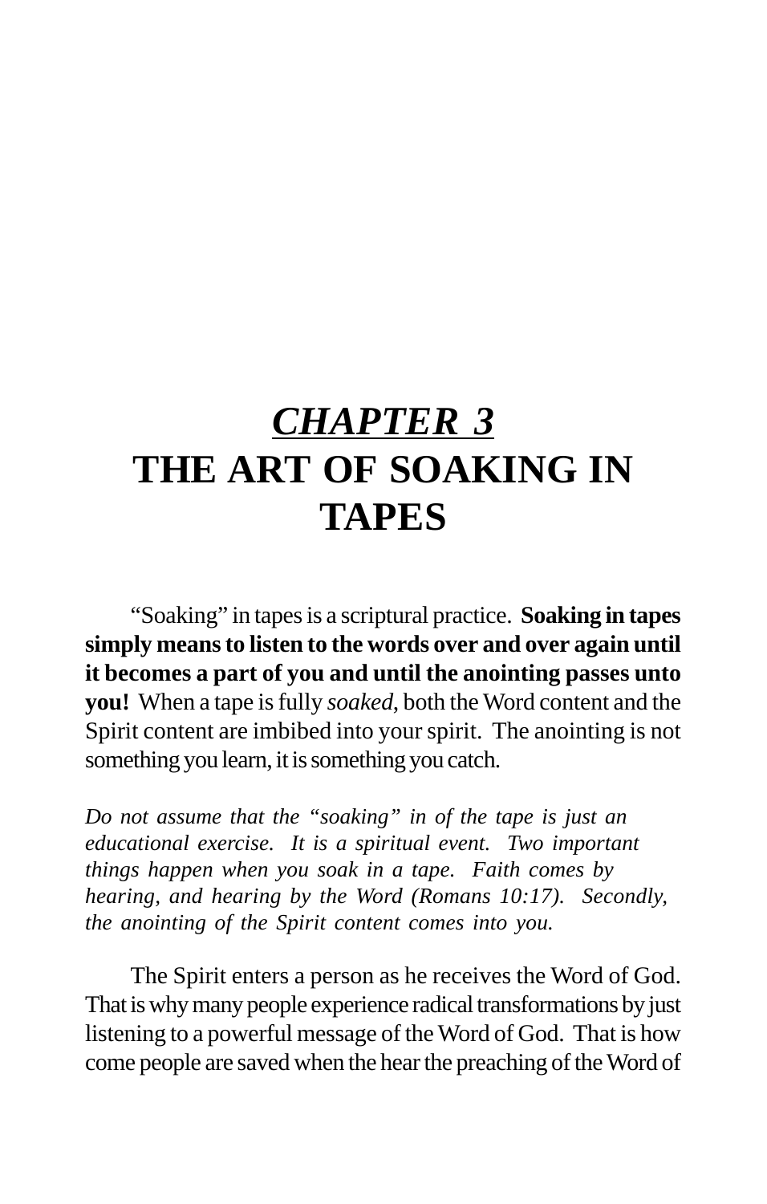# *CHAPTER 3*
# THE ART OF SOAKING IN TAPES

"Soaking" in tapes is a scriptural practice. **Soaking in tapes simply means to listen to the words over and over again until it becomes a part of you and until the anointing passes unto you!** When a tape is fully *soaked*, both the Word content and the Spirit content are imbibed into your spirit. The anointing is not something you learn, it is something you catch.

*Do not assume that the "soaking" in of the tape is just an educational exercise. It is a spiritual event. Two important things happen when you soak in a tape. Faith comes by hearing, and hearing by the Word (Romans 10:17). Secondly, the anointing of the Spirit content comes into you.*

The Spirit enters a person as he receives the Word of God. That is why many people experience radical transformations by just listening to a powerful message of the Word of God. That is how come people are saved when the hear the preaching of the Word of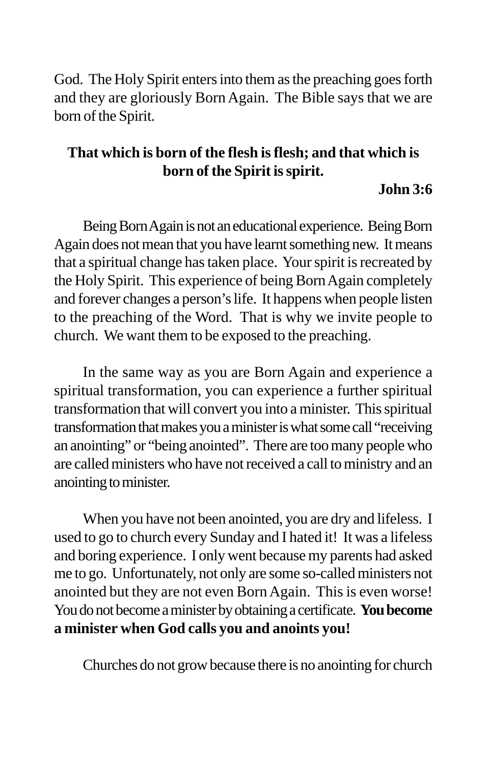God. The Holy Spirit enters into them as the preaching goes forth and they are gloriously Born Again. The Bible says that we are born of the Spirit.

**That which is born of the flesh is flesh; and that which is born of the Spirit is spirit.**

**John 3:6**

Being Born Again is not an educational experience. Being Born Again does not mean that you have learnt something new. It means that a spiritual change has taken place. Your spirit is recreated by the Holy Spirit. This experience of being Born Again completely and forever changes a person's life. It happens when people listen to the preaching of the Word. That is why we invite people to church. We want them to be exposed to the preaching.

In the same way as you are Born Again and experience a spiritual transformation, you can experience a further spiritual transformation that will convert you into a minister. This spiritual transformation that makes you a minister is what some call "receiving an anointing" or "being anointed". There are too many people who are called ministers who have not received a call to ministry and an anointing to minister.

When you have not been anointed, you are dry and lifeless. I used to go to church every Sunday and I hated it! It was a lifeless and boring experience. I only went because my parents had asked me to go. Unfortunately, not only are some so-called ministers not anointed but they are not even Born Again. This is even worse! You do not become a minister by obtaining a certificate. **You become a minister when God calls you and anoints you!**

Churches do not grow because there is no anointing for church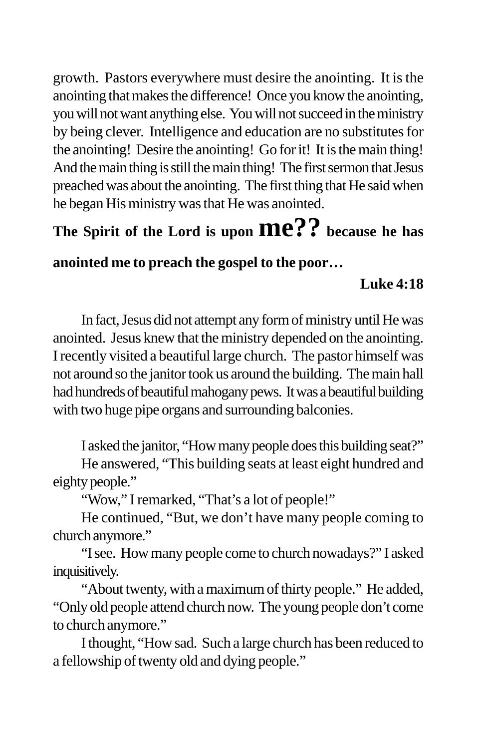growth. Pastors everywhere must desire the anointing. It is the anointing that makes the difference! Once you know the anointing, you will not want anything else. You will not succeed in the ministry by being clever. Intelligence and education are no substitutes for the anointing! Desire the anointing! Go for it! It is the main thing! And the main thing is still the main thing! The first sermon that Jesus preached was about the anointing. The first thing that He said when he began His ministry was that He was anointed.

**The Spirit of the Lord is upon me?? because he has anointed me to preach the gospel to the poor…**

**Luke 4:18**

In fact, Jesus did not attempt any form of ministry until He was anointed. Jesus knew that the ministry depended on the anointing. I recently visited a beautiful large church. The pastor himself was not around so the janitor took us around the building. The main hall had hundreds of beautiful mahogany pews. It was a beautiful building with two huge pipe organs and surrounding balconies.

I asked the janitor, "How many people does this building seat?"

He answered, "This building seats at least eight hundred and eighty people."

"Wow," I remarked, "That's a lot of people!"

He continued, "But, we don't have many people coming to church anymore."

"I see. How many people come to church nowadays?" I asked inquisitively.

"About twenty, with a maximum of thirty people." He added, "Only old people attend church now. The young people don't come to church anymore."

I thought, "How sad. Such a large church has been reduced to a fellowship of twenty old and dying people."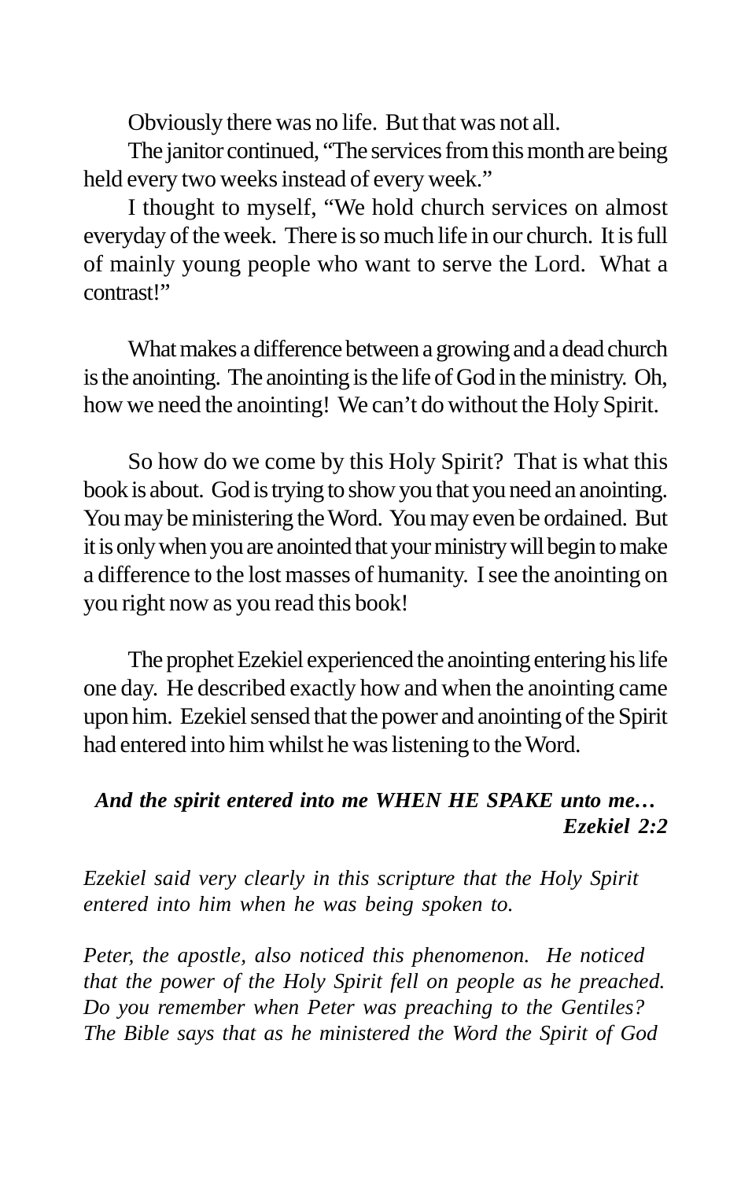Obviously there was no life. But that was not all.

The janitor continued, "The services from this month are being held every two weeks instead of every week."

I thought to myself, "We hold church services on almost everyday of the week. There is so much life in our church. It is full of mainly young people who want to serve the Lord. What a contrast!"

What makes a difference between a growing and a dead church is the anointing. The anointing is the life of God in the ministry. Oh, how we need the anointing! We can't do without the Holy Spirit.

So how do we come by this Holy Spirit? That is what this book is about. God is trying to show you that you need an anointing. You may be ministering the Word. You may even be ordained. But it is only when you are anointed that your ministry will begin to make a difference to the lost masses of humanity. I see the anointing on you right now as you read this book!

The prophet Ezekiel experienced the anointing entering his life one day. He described exactly how and when the anointing came upon him. Ezekiel sensed that the power and anointing of the Spirit had entered into him whilst he was listening to the Word.

***And the spirit entered into me WHEN HE SPAKE unto me…***
***Ezekiel 2:2***

*Ezekiel said very clearly in this scripture that the Holy Spirit entered into him when he was being spoken to.*

*Peter, the apostle, also noticed this phenomenon. He noticed that the power of the Holy Spirit fell on people as he preached. Do you remember when Peter was preaching to the Gentiles? The Bible says that as he ministered the Word the Spirit of God*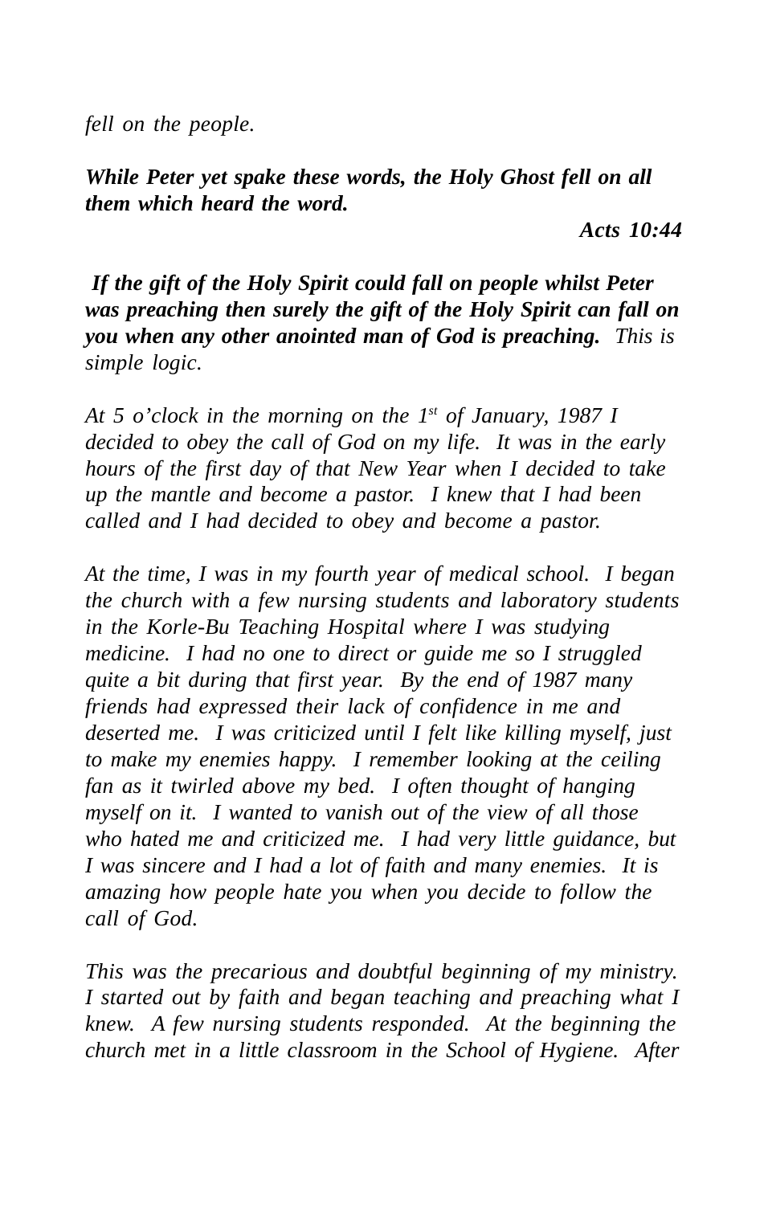*fell on the people.*

***While Peter yet spake these words, the Holy Ghost fell on all them which heard the word.***

***Acts 10:44***

***If the gift of the Holy Spirit could fall on people whilst Peter was preaching then surely the gift of the Holy Spirit can fall on you when any other anointed man of God is preaching.*** *This is simple logic.*

*At 5 o'clock in the morning on the 1st of January, 1987 I decided to obey the call of God on my life. It was in the early hours of the first day of that New Year when I decided to take up the mantle and become a pastor. I knew that I had been called and I had decided to obey and become a pastor.*

*At the time, I was in my fourth year of medical school. I began the church with a few nursing students and laboratory students in the Korle-Bu Teaching Hospital where I was studying medicine. I had no one to direct or guide me so I struggled quite a bit during that first year. By the end of 1987 many friends had expressed their lack of confidence in me and deserted me. I was criticized until I felt like killing myself, just to make my enemies happy. I remember looking at the ceiling fan as it twirled above my bed. I often thought of hanging myself on it. I wanted to vanish out of the view of all those who hated me and criticized me. I had very little guidance, but I was sincere and I had a lot of faith and many enemies. It is amazing how people hate you when you decide to follow the call of God.*

*This was the precarious and doubtful beginning of my ministry. I started out by faith and began teaching and preaching what I knew. A few nursing students responded. At the beginning the church met in a little classroom in the School of Hygiene. After*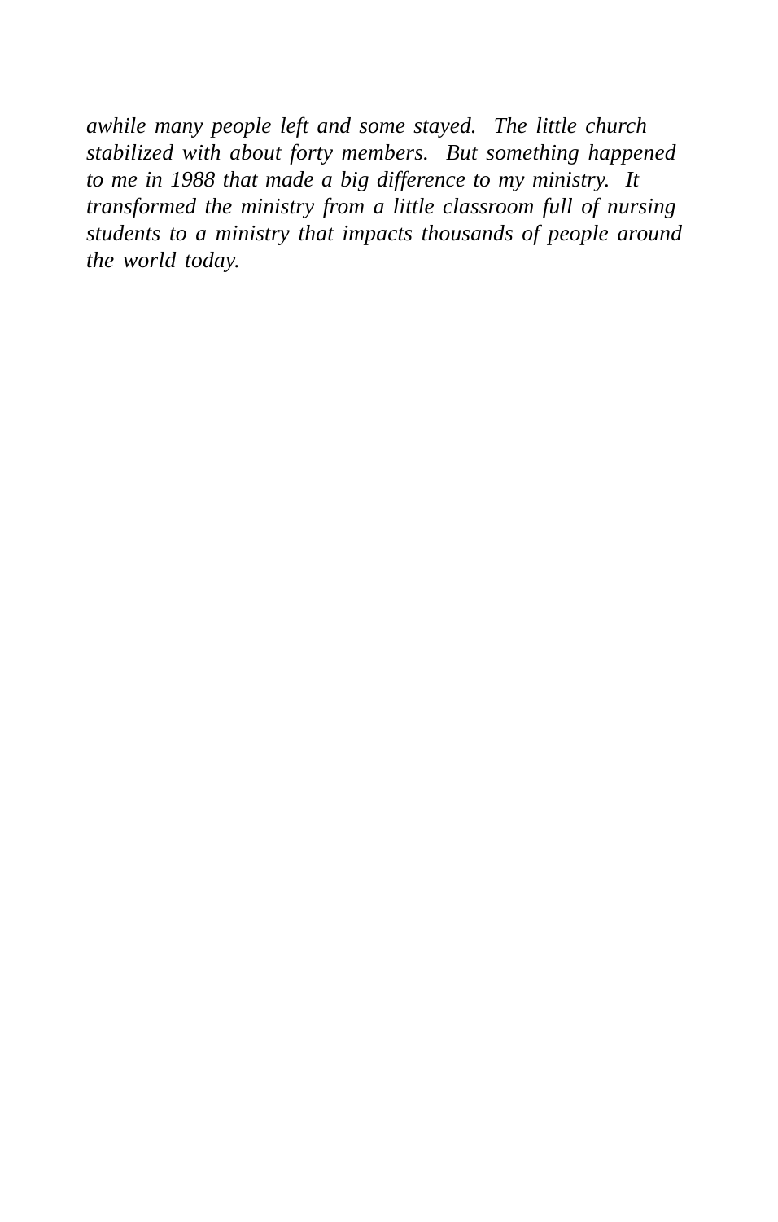*awhile many people left and some stayed. The little church stabilized with about forty members. But something happened to me in 1988 that made a big difference to my ministry. It transformed the ministry from a little classroom full of nursing students to a ministry that impacts thousands of people around the world today.*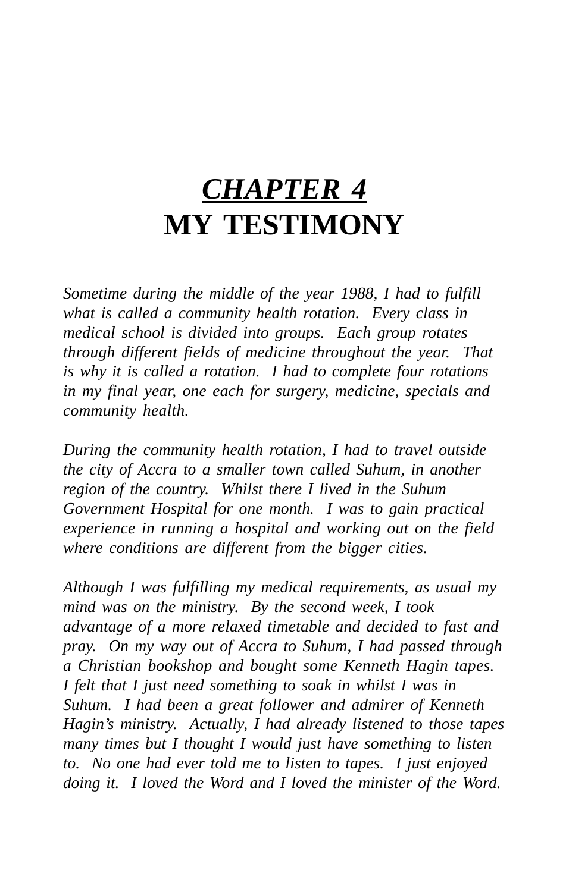# ***CHAPTER 4***
# **MY TESTIMONY**

*Sometime during the middle of the year 1988, I had to fulfill what is called a community health rotation. Every class in medical school is divided into groups. Each group rotates through different fields of medicine throughout the year. That is why it is called a rotation. I had to complete four rotations in my final year, one each for surgery, medicine, specials and community health.*

*During the community health rotation, I had to travel outside the city of Accra to a smaller town called Suhum, in another region of the country. Whilst there I lived in the Suhum Government Hospital for one month. I was to gain practical experience in running a hospital and working out on the field where conditions are different from the bigger cities.*

*Although I was fulfilling my medical requirements, as usual my mind was on the ministry. By the second week, I took advantage of a more relaxed timetable and decided to fast and pray. On my way out of Accra to Suhum, I had passed through a Christian bookshop and bought some Kenneth Hagin tapes. I felt that I just need something to soak in whilst I was in Suhum. I had been a great follower and admirer of Kenneth Hagin's ministry. Actually, I had already listened to those tapes many times but I thought I would just have something to listen to. No one had ever told me to listen to tapes. I just enjoyed doing it. I loved the Word and I loved the minister of the Word.*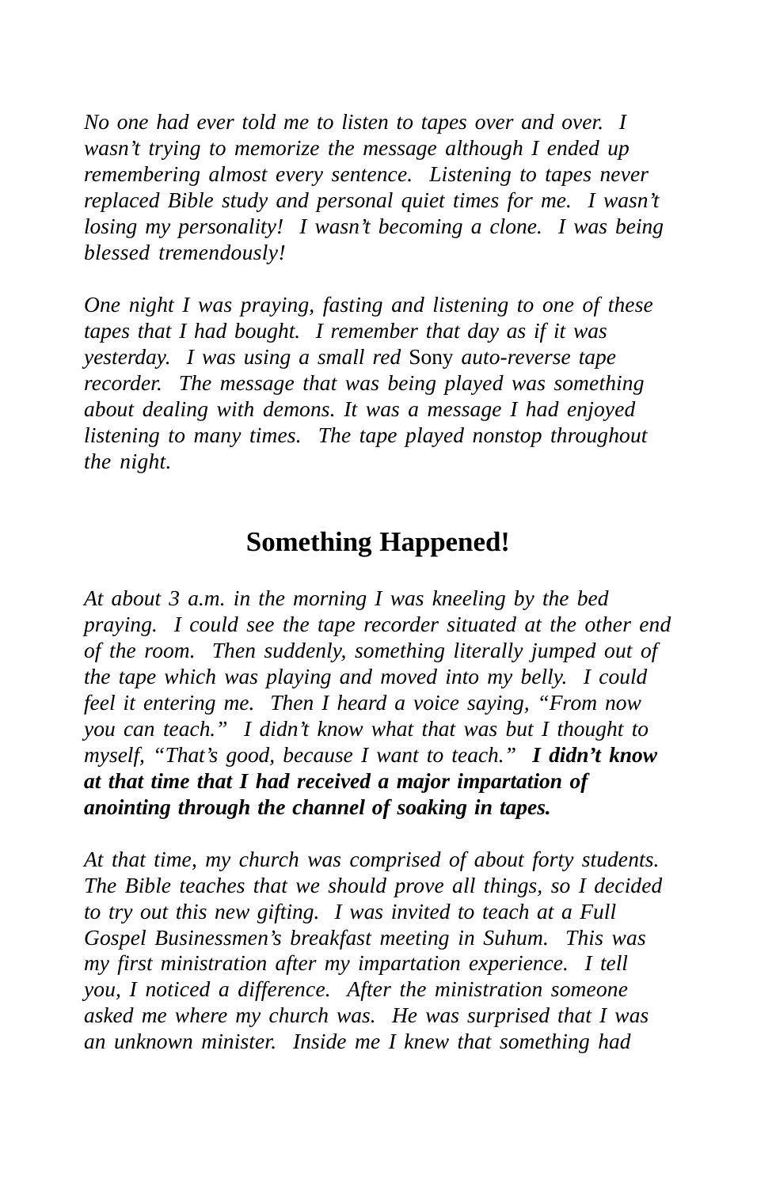*No one had ever told me to listen to tapes over and over. I wasn't trying to memorize the message although I ended up remembering almost every sentence. Listening to tapes never replaced Bible study and personal quiet times for me. I wasn't losing my personality! I wasn't becoming a clone. I was being blessed tremendously!*

*One night I was praying, fasting and listening to one of these tapes that I had bought. I remember that day as if it was yesterday. I was using a small red* Sony *auto-reverse tape recorder. The message that was being played was something about dealing with demons. It was a message I had enjoyed listening to many times. The tape played nonstop throughout the night.*

## Something Happened!

*At about 3 a.m. in the morning I was kneeling by the bed praying. I could see the tape recorder situated at the other end of the room. Then suddenly, something literally jumped out of the tape which was playing and moved into my belly. I could feel it entering me. Then I heard a voice saying, "From now you can teach." I didn't know what that was but I thought to myself, "That's good, because I want to teach."* ***I didn't know at that time that I had received a major impartation of anointing through the channel of soaking in tapes.***

*At that time, my church was comprised of about forty students. The Bible teaches that we should prove all things, so I decided to try out this new gifting. I was invited to teach at a Full Gospel Businessmen's breakfast meeting in Suhum. This was my first ministration after my impartation experience. I tell you, I noticed a difference. After the ministration someone asked me where my church was. He was surprised that I was an unknown minister. Inside me I knew that something had*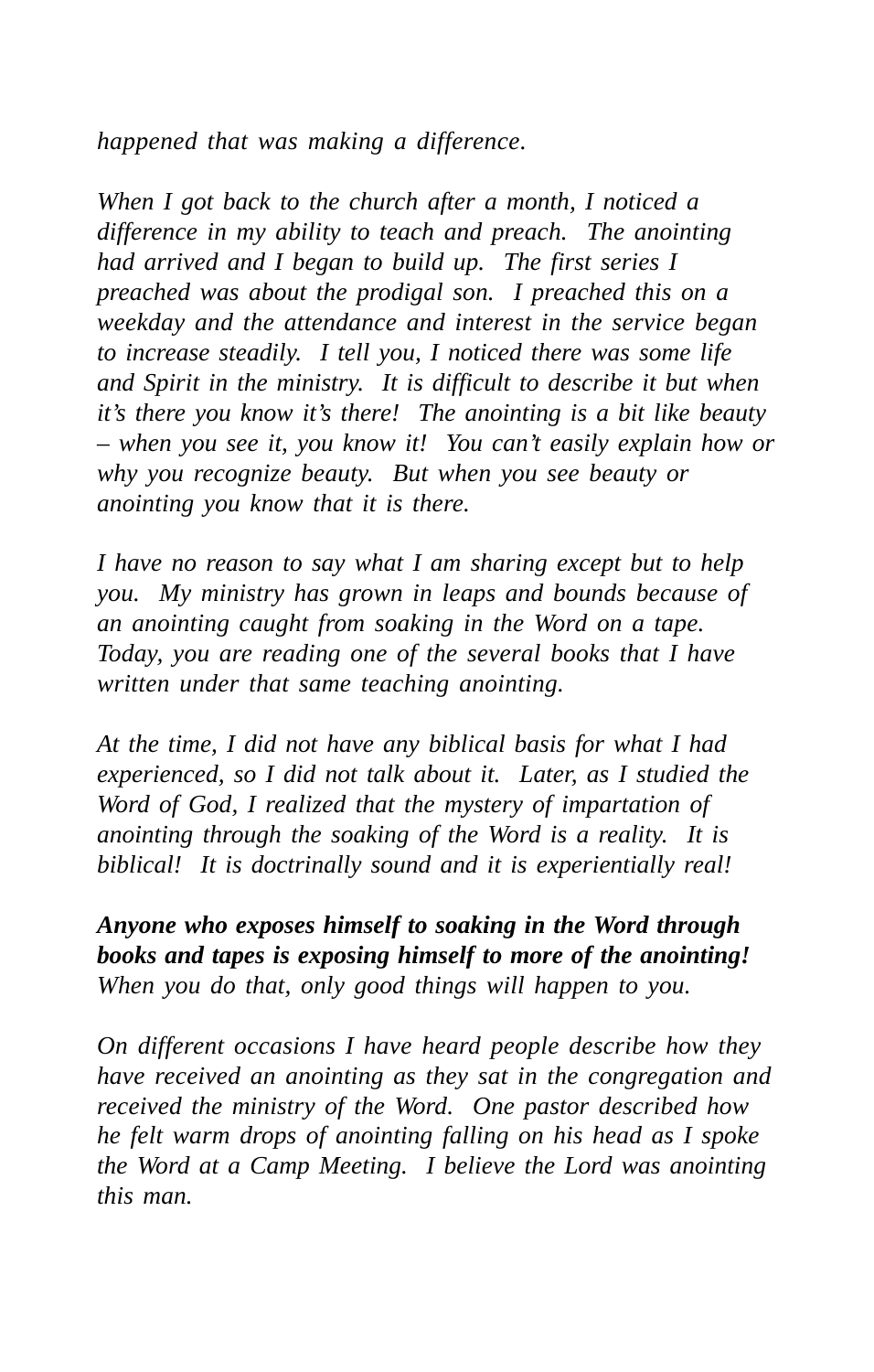*happened that was making a difference.*

*When I got back to the church after a month, I noticed a difference in my ability to teach and preach. The anointing had arrived and I began to build up. The first series I preached was about the prodigal son. I preached this on a weekday and the attendance and interest in the service began to increase steadily. I tell you, I noticed there was some life and Spirit in the ministry. It is difficult to describe it but when it's there you know it's there! The anointing is a bit like beauty – when you see it, you know it! You can't easily explain how or why you recognize beauty. But when you see beauty or anointing you know that it is there.*

*I have no reason to say what I am sharing except but to help you. My ministry has grown in leaps and bounds because of an anointing caught from soaking in the Word on a tape. Today, you are reading one of the several books that I have written under that same teaching anointing.*

*At the time, I did not have any biblical basis for what I had experienced, so I did not talk about it. Later, as I studied the Word of God, I realized that the mystery of impartation of anointing through the soaking of the Word is a reality. It is biblical! It is doctrinally sound and it is experientially real!*

***Anyone who exposes himself to soaking in the Word through books and tapes is exposing himself to more of the anointing!*** *When you do that, only good things will happen to you.*

*On different occasions I have heard people describe how they have received an anointing as they sat in the congregation and received the ministry of the Word. One pastor described how he felt warm drops of anointing falling on his head as I spoke the Word at a Camp Meeting. I believe the Lord was anointing this man.*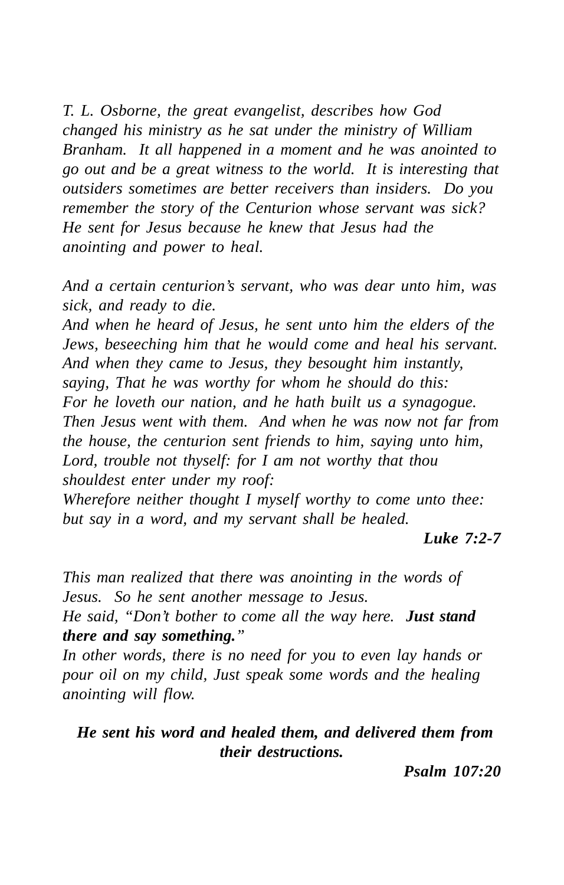*T. L. Osborne, the great evangelist, describes how God changed his ministry as he sat under the ministry of William Branham. It all happened in a moment and he was anointed to go out and be a great witness to the world. It is interesting that outsiders sometimes are better receivers than insiders. Do you remember the story of the Centurion whose servant was sick? He sent for Jesus because he knew that Jesus had the anointing and power to heal.*

*And a certain centurion's servant, who was dear unto him, was sick, and ready to die.*
*And when he heard of Jesus, he sent unto him the elders of the Jews, beseeching him that he would come and heal his servant.*
*And when they came to Jesus, they besought him instantly, saying, That he was worthy for whom he should do this:*
*For he loveth our nation, and he hath built us a synagogue.*
*Then Jesus went with them. And when he was now not far from the house, the centurion sent friends to him, saying unto him, Lord, trouble not thyself: for I am not worthy that thou shouldest enter under my roof:*
*Wherefore neither thought I myself worthy to come unto thee: but say in a word, and my servant shall be healed.*

***Luke 7:2-7***

*This man realized that there was anointing in the words of Jesus. So he sent another message to Jesus.*
*He said, "Don't bother to come all the way here. **Just stand there and say something.**"*
*In other words, there is no need for you to even lay hands or pour oil on my child, Just speak some words and the healing anointing will flow.*

***He sent his word and healed them, and delivered them from their destructions.***

***Psalm 107:20***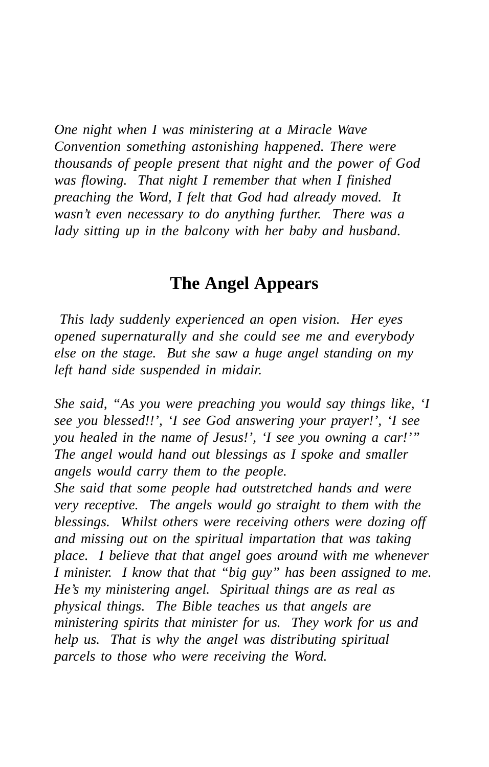*One night when I was ministering at a Miracle Wave Convention something astonishing happened. There were thousands of people present that night and the power of God was flowing. That night I remember that when I finished preaching the Word, I felt that God had already moved. It wasn't even necessary to do anything further. There was a lady sitting up in the balcony with her baby and husband.*

## The Angel Appears

*This lady suddenly experienced an open vision. Her eyes opened supernaturally and she could see me and everybody else on the stage. But she saw a huge angel standing on my left hand side suspended in midair.*

*She said, "As you were preaching you would say things like, 'I see you blessed!!', 'I see God answering your prayer!', 'I see you healed in the name of Jesus!', 'I see you owning a car!'" The angel would hand out blessings as I spoke and smaller angels would carry them to the people.*

*She said that some people had outstretched hands and were very receptive. The angels would go straight to them with the blessings. Whilst others were receiving others were dozing off and missing out on the spiritual impartation that was taking place. I believe that that angel goes around with me whenever I minister. I know that that "big guy" has been assigned to me. He's my ministering angel. Spiritual things are as real as physical things. The Bible teaches us that angels are ministering spirits that minister for us. They work for us and help us. That is why the angel was distributing spiritual parcels to those who were receiving the Word.*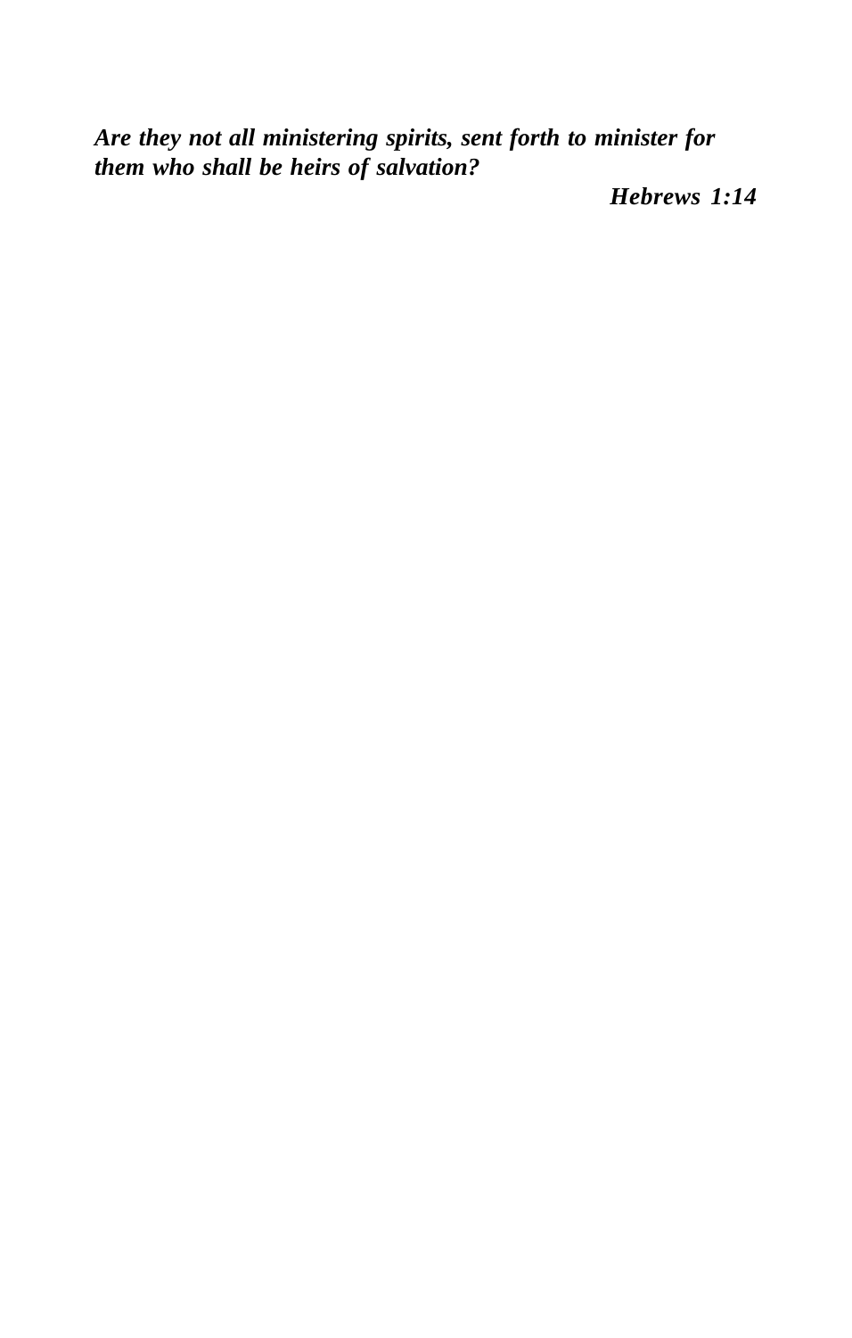***Are they not all ministering spirits, sent forth to minister for them who shall be heirs of salvation?***

***Hebrews 1:14***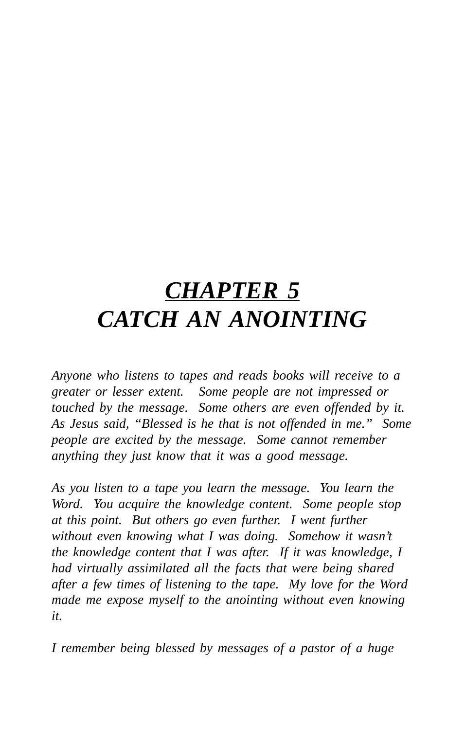# ***CHAPTER 5***
# *CATCH AN ANOINTING*

*Anyone who listens to tapes and reads books will receive to a greater or lesser extent. Some people are not impressed or touched by the message. Some others are even offended by it. As Jesus said, "Blessed is he that is not offended in me." Some people are excited by the message. Some cannot remember anything they just know that it was a good message.*

*As you listen to a tape you learn the message. You learn the Word. You acquire the knowledge content. Some people stop at this point. But others go even further. I went further without even knowing what I was doing. Somehow it wasn't the knowledge content that I was after. If it was knowledge, I had virtually assimilated all the facts that were being shared after a few times of listening to the tape. My love for the Word made me expose myself to the anointing without even knowing it.*

*I remember being blessed by messages of a pastor of a huge*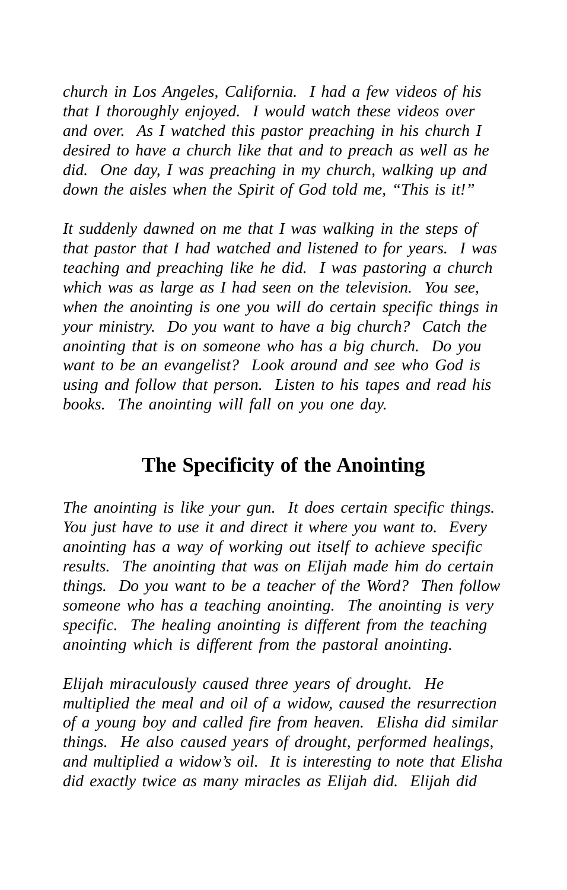*church in Los Angeles, California. I had a few videos of his that I thoroughly enjoyed. I would watch these videos over and over. As I watched this pastor preaching in his church I desired to have a church like that and to preach as well as he did. One day, I was preaching in my church, walking up and down the aisles when the Spirit of God told me, "This is it!"*

*It suddenly dawned on me that I was walking in the steps of that pastor that I had watched and listened to for years. I was teaching and preaching like he did. I was pastoring a church which was as large as I had seen on the television. You see, when the anointing is one you will do certain specific things in your ministry. Do you want to have a big church? Catch the anointing that is on someone who has a big church. Do you want to be an evangelist? Look around and see who God is using and follow that person. Listen to his tapes and read his books. The anointing will fall on you one day.*

## The Specificity of the Anointing

*The anointing is like your gun. It does certain specific things. You just have to use it and direct it where you want to. Every anointing has a way of working out itself to achieve specific results. The anointing that was on Elijah made him do certain things. Do you want to be a teacher of the Word? Then follow someone who has a teaching anointing. The anointing is very specific. The healing anointing is different from the teaching anointing which is different from the pastoral anointing.*

*Elijah miraculously caused three years of drought. He multiplied the meal and oil of a widow, caused the resurrection of a young boy and called fire from heaven. Elisha did similar things. He also caused years of drought, performed healings, and multiplied a widow's oil. It is interesting to note that Elisha did exactly twice as many miracles as Elijah did. Elijah did*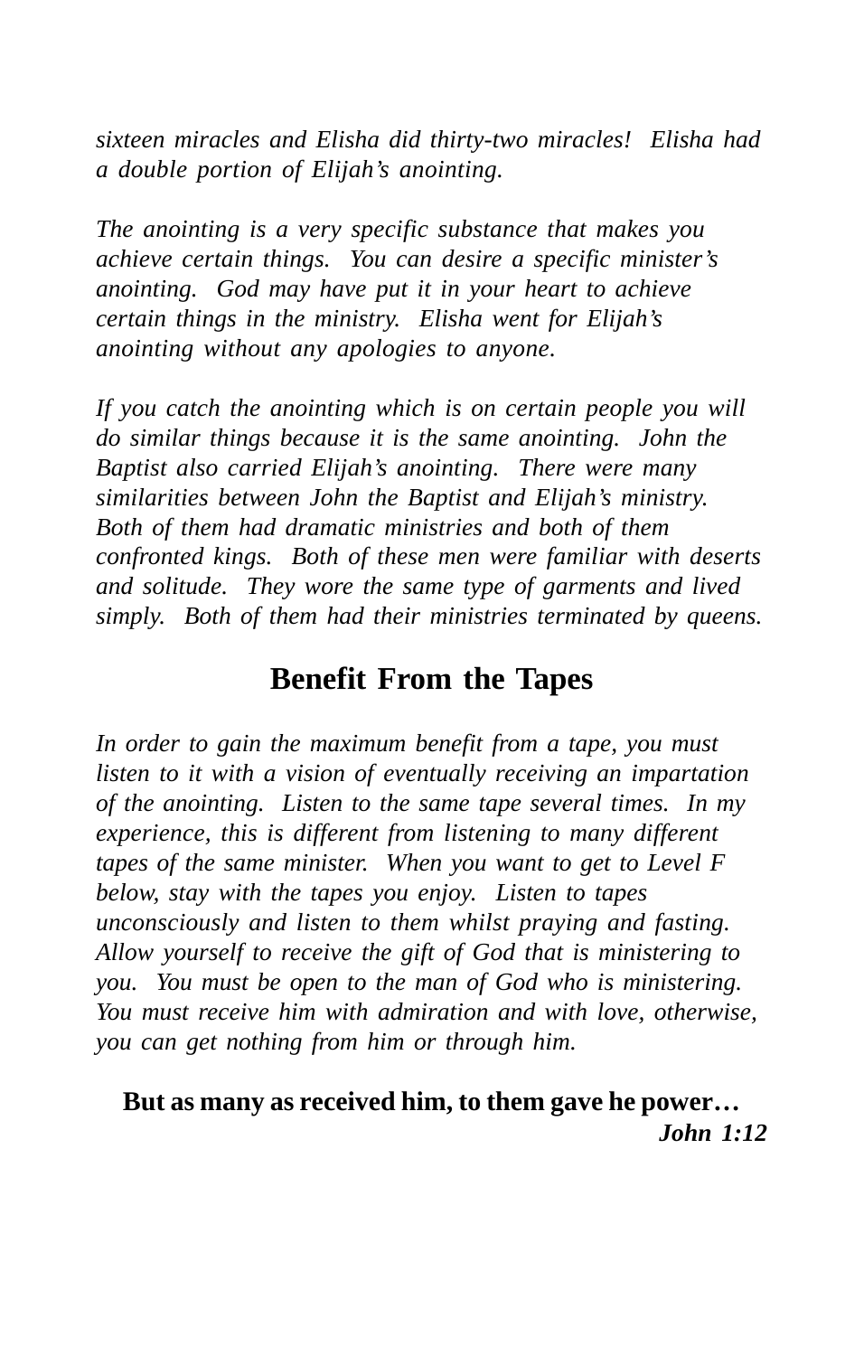*sixteen miracles and Elisha did thirty-two miracles! Elisha had a double portion of Elijah's anointing.*

*The anointing is a very specific substance that makes you achieve certain things. You can desire a specific minister's anointing. God may have put it in your heart to achieve certain things in the ministry. Elisha went for Elijah's anointing without any apologies to anyone.*

*If you catch the anointing which is on certain people you will do similar things because it is the same anointing. John the Baptist also carried Elijah's anointing. There were many similarities between John the Baptist and Elijah's ministry. Both of them had dramatic ministries and both of them confronted kings. Both of these men were familiar with deserts and solitude. They wore the same type of garments and lived simply. Both of them had their ministries terminated by queens.*

## Benefit From the Tapes

*In order to gain the maximum benefit from a tape, you must listen to it with a vision of eventually receiving an impartation of the anointing. Listen to the same tape several times. In my experience, this is different from listening to many different tapes of the same minister. When you want to get to Level F below, stay with the tapes you enjoy. Listen to tapes unconsciously and listen to them whilst praying and fasting. Allow yourself to receive the gift of God that is ministering to you. You must be open to the man of God who is ministering. You must receive him with admiration and with love, otherwise, you can get nothing from him or through him.*

**But as many as received him, to them gave he power…**

***John 1:12***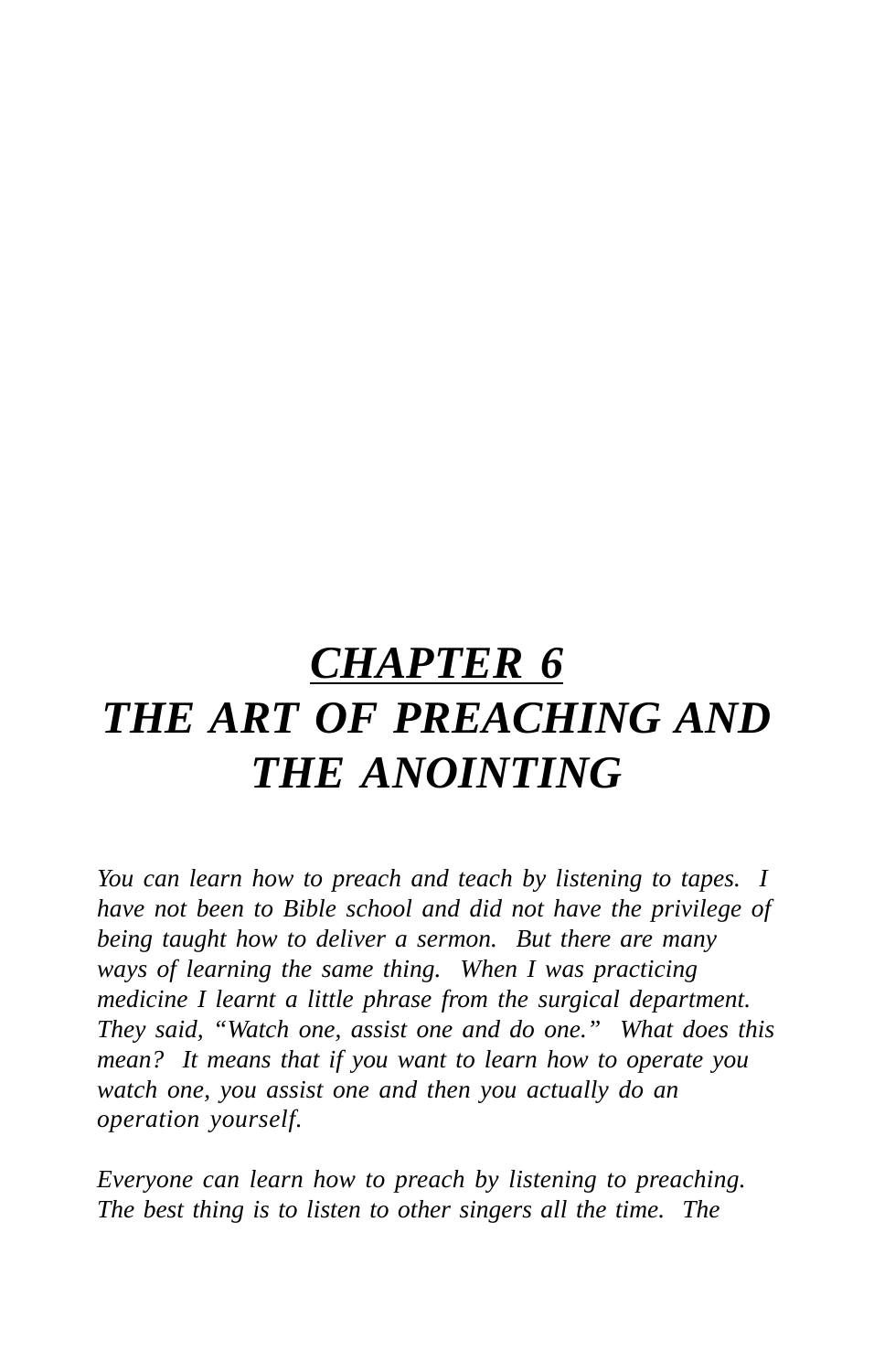# ***CHAPTER 6***
# ***THE ART OF PREACHING AND THE ANOINTING***

*You can learn how to preach and teach by listening to tapes. I have not been to Bible school and did not have the privilege of being taught how to deliver a sermon. But there are many ways of learning the same thing. When I was practicing medicine I learnt a little phrase from the surgical department. They said, "Watch one, assist one and do one." What does this mean? It means that if you want to learn how to operate you watch one, you assist one and then you actually do an operation yourself.*

*Everyone can learn how to preach by listening to preaching. The best thing is to listen to other singers all the time. The*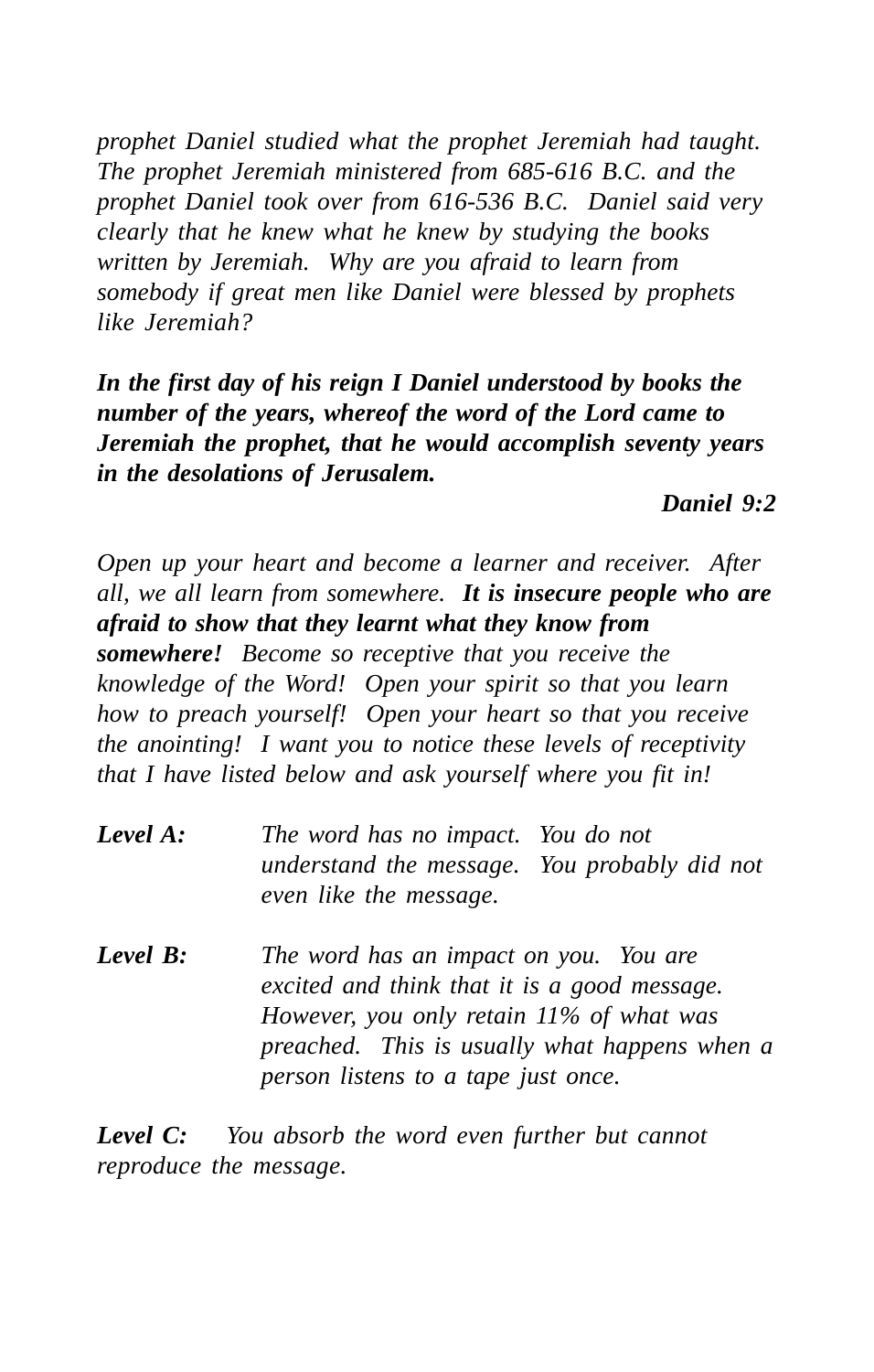*prophet Daniel studied what the prophet Jeremiah had taught. The prophet Jeremiah ministered from 685-616 B.C. and the prophet Daniel took over from 616-536 B.C. Daniel said very clearly that he knew what he knew by studying the books written by Jeremiah. Why are you afraid to learn from somebody if great men like Daniel were blessed by prophets like Jeremiah?*

***In the first day of his reign I Daniel understood by books the number of the years, whereof the word of the Lord came to Jeremiah the prophet, that he would accomplish seventy years in the desolations of Jerusalem.***

***Daniel 9:2***

*Open up your heart and become a learner and receiver. After all, we all learn from somewhere.* ***It is insecure people who are afraid to show that they learnt what they know from somewhere!*** *Become so receptive that you receive the knowledge of the Word! Open your spirit so that you learn how to preach yourself! Open your heart so that you receive the anointing! I want you to notice these levels of receptivity that I have listed below and ask yourself where you fit in!*

***Level A:*** *The word has no impact. You do not understand the message. You probably did not even like the message.*

***Level B:*** *The word has an impact on you. You are excited and think that it is a good message. However, you only retain 11% of what was preached. This is usually what happens when a person listens to a tape just once.*

***Level C:*** *You absorb the word even further but cannot reproduce the message.*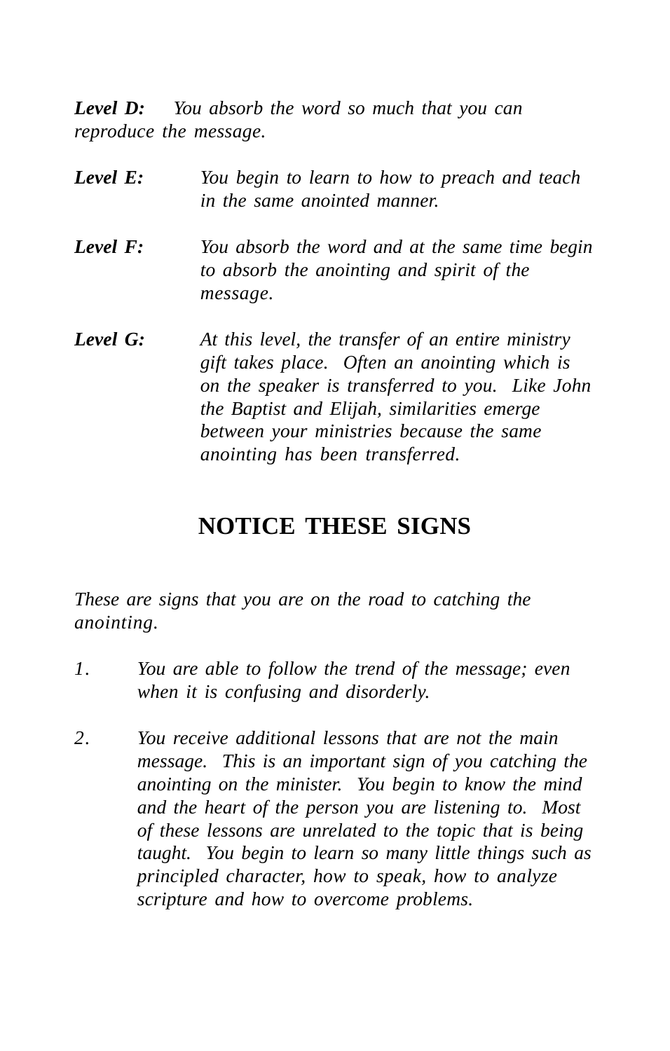***Level D:*** *You absorb the word so much that you can reproduce the message.*

***Level E:*** *You begin to learn to how to preach and teach in the same anointed manner.*

***Level F:*** *You absorb the word and at the same time begin to absorb the anointing and spirit of the message.*

***Level G:*** *At this level, the transfer of an entire ministry gift takes place. Often an anointing which is on the speaker is transferred to you. Like John the Baptist and Elijah, similarities emerge between your ministries because the same anointing has been transferred.*

## NOTICE THESE SIGNS

*These are signs that you are on the road to catching the anointing.*

1. *You are able to follow the trend of the message; even when it is confusing and disorderly.*

2. *You receive additional lessons that are not the main message. This is an important sign of you catching the anointing on the minister. You begin to know the mind and the heart of the person you are listening to. Most of these lessons are unrelated to the topic that is being taught. You begin to learn so many little things such as principled character, how to speak, how to analyze scripture and how to overcome problems.*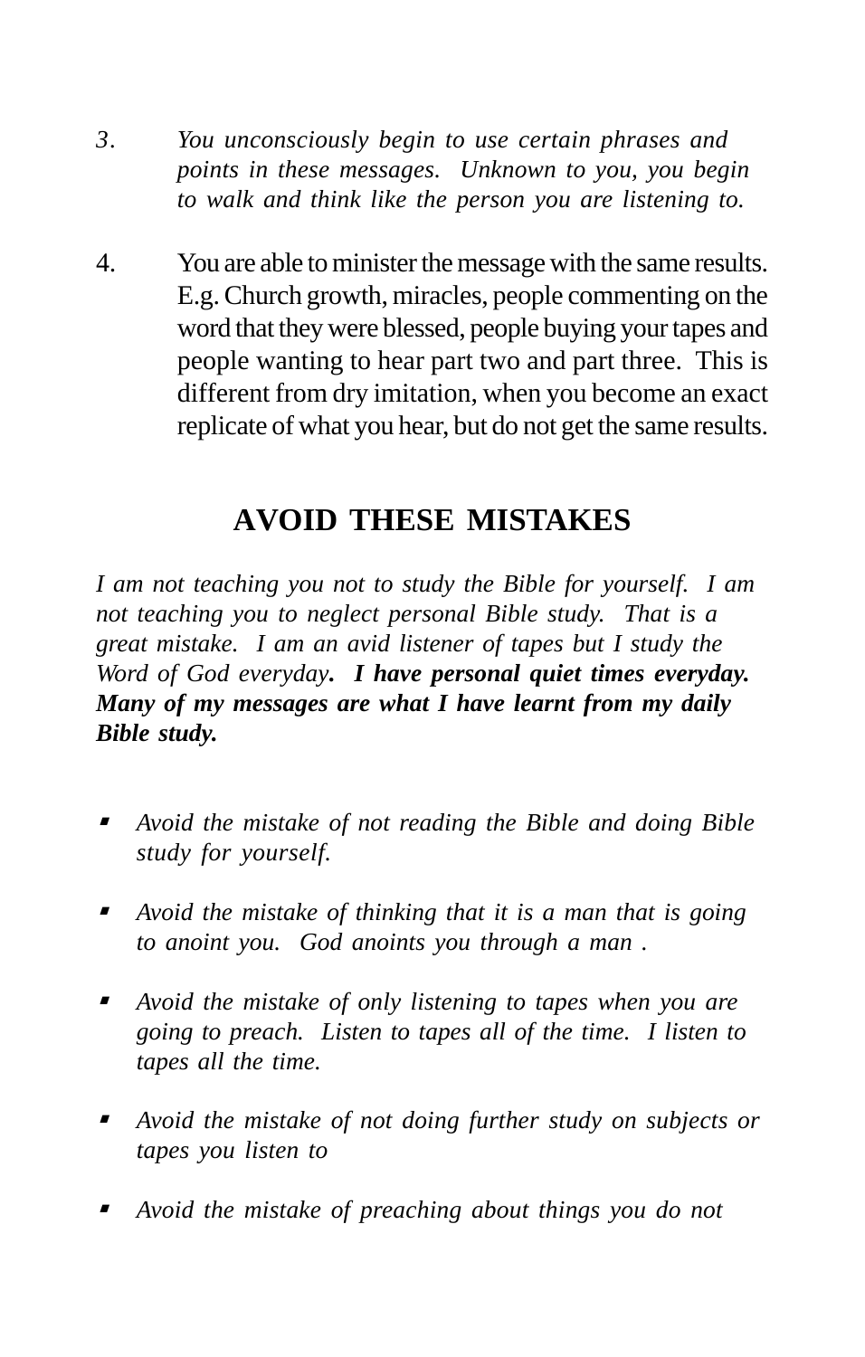3. *You unconsciously begin to use certain phrases and points in these messages. Unknown to you, you begin to walk and think like the person you are listening to.*

4. You are able to minister the message with the same results. E.g. Church growth, miracles, people commenting on the word that they were blessed, people buying your tapes and people wanting to hear part two and part three. This is different from dry imitation, when you become an exact replicate of what you hear, but do not get the same results.

## AVOID THESE MISTAKES

*I am not teaching you not to study the Bible for yourself. I am not teaching you to neglect personal Bible study. That is a great mistake. I am an avid listener of tapes but I study the Word of God everyday.* ***I have personal quiet times everyday. Many of my messages are what I have learnt from my daily Bible study.***

- *Avoid the mistake of not reading the Bible and doing Bible study for yourself.*

- *Avoid the mistake of thinking that it is a man that is going to anoint you. God anoints you through a man .*

- *Avoid the mistake of only listening to tapes when you are going to preach. Listen to tapes all of the time. I listen to tapes all the time.*

- *Avoid the mistake of not doing further study on subjects or tapes you listen to*

- *Avoid the mistake of preaching about things you do not*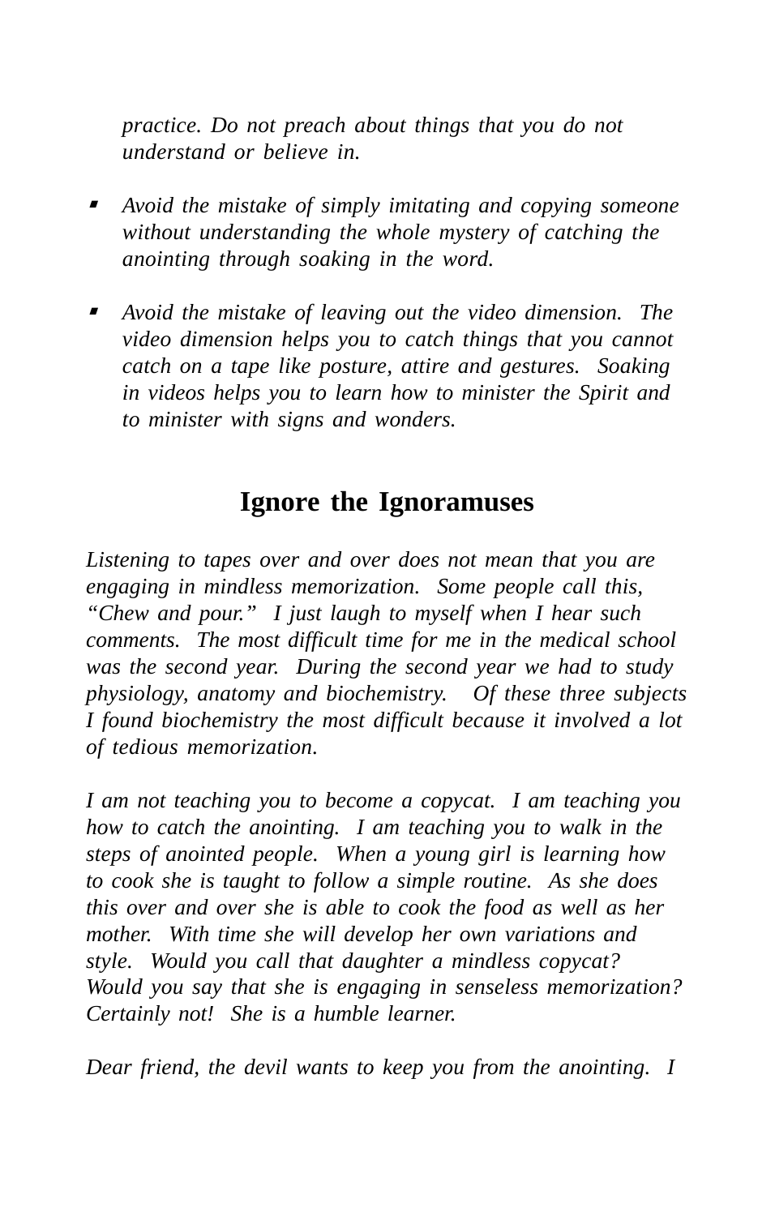*practice. Do not preach about things that you do not understand or believe in.*

- *Avoid the mistake of simply imitating and copying someone without understanding the whole mystery of catching the anointing through soaking in the word.*

- *Avoid the mistake of leaving out the video dimension. The video dimension helps you to catch things that you cannot catch on a tape like posture, attire and gestures. Soaking in videos helps you to learn how to minister the Spirit and to minister with signs and wonders.*

## Ignore the Ignoramuses

*Listening to tapes over and over does not mean that you are engaging in mindless memorization. Some people call this, "Chew and pour." I just laugh to myself when I hear such comments. The most difficult time for me in the medical school was the second year. During the second year we had to study physiology, anatomy and biochemistry. Of these three subjects I found biochemistry the most difficult because it involved a lot of tedious memorization.*

*I am not teaching you to become a copycat. I am teaching you how to catch the anointing. I am teaching you to walk in the steps of anointed people. When a young girl is learning how to cook she is taught to follow a simple routine. As she does this over and over she is able to cook the food as well as her mother. With time she will develop her own variations and style. Would you call that daughter a mindless copycat? Would you say that she is engaging in senseless memorization? Certainly not! She is a humble learner.*

*Dear friend, the devil wants to keep you from the anointing. I*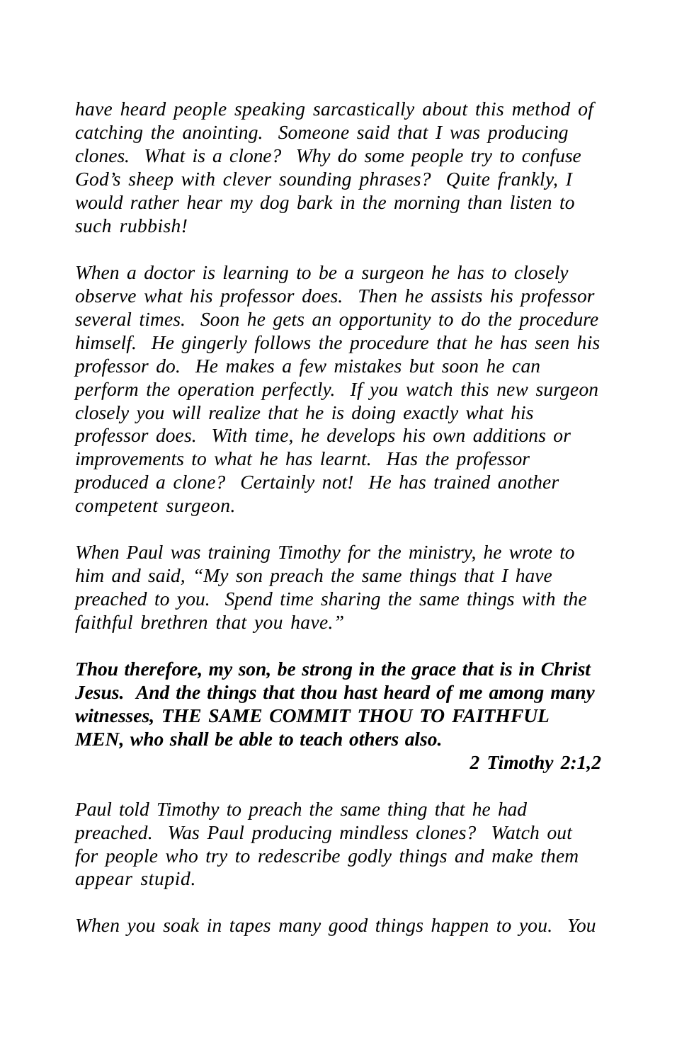*have heard people speaking sarcastically about this method of catching the anointing. Someone said that I was producing clones. What is a clone? Why do some people try to confuse God's sheep with clever sounding phrases? Quite frankly, I would rather hear my dog bark in the morning than listen to such rubbish!*

*When a doctor is learning to be a surgeon he has to closely observe what his professor does. Then he assists his professor several times. Soon he gets an opportunity to do the procedure himself. He gingerly follows the procedure that he has seen his professor do. He makes a few mistakes but soon he can perform the operation perfectly. If you watch this new surgeon closely you will realize that he is doing exactly what his professor does. With time, he develops his own additions or improvements to what he has learnt. Has the professor produced a clone? Certainly not! He has trained another competent surgeon.*

*When Paul was training Timothy for the ministry, he wrote to him and said, "My son preach the same things that I have preached to you. Spend time sharing the same things with the faithful brethren that you have."*

***Thou therefore, my son, be strong in the grace that is in Christ Jesus. And the things that thou hast heard of me among many witnesses, THE SAME COMMIT THOU TO FAITHFUL MEN, who shall be able to teach others also.***

***2 Timothy 2:1,2***

*Paul told Timothy to preach the same thing that he had preached. Was Paul producing mindless clones? Watch out for people who try to redescribe godly things and make them appear stupid.*

*When you soak in tapes many good things happen to you. You*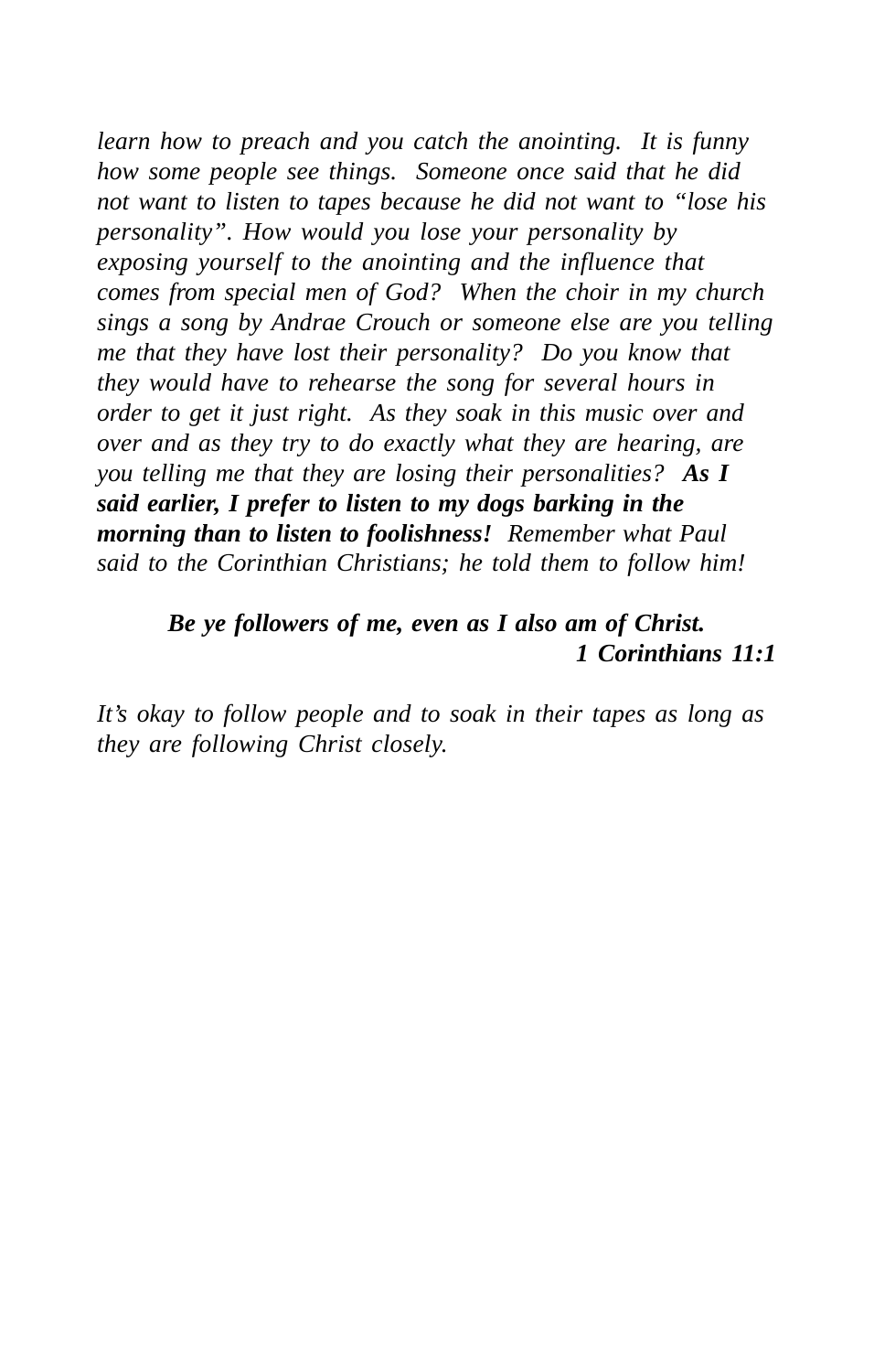*learn how to preach and you catch the anointing. It is funny how some people see things. Someone once said that he did not want to listen to tapes because he did not want to "lose his personality". How would you lose your personality by exposing yourself to the anointing and the influence that comes from special men of God? When the choir in my church sings a song by Andrae Crouch or someone else are you telling me that they have lost their personality? Do you know that they would have to rehearse the song for several hours in order to get it just right. As they soak in this music over and over and as they try to do exactly what they are hearing, are you telling me that they are losing their personalities?* ***As I said earlier, I prefer to listen to my dogs barking in the morning than to listen to foolishness!*** *Remember what Paul said to the Corinthian Christians; he told them to follow him!*

> ***Be ye followers of me, even as I also am of Christ.***
> ***1 Corinthians 11:1***

*It's okay to follow people and to soak in their tapes as long as they are following Christ closely.*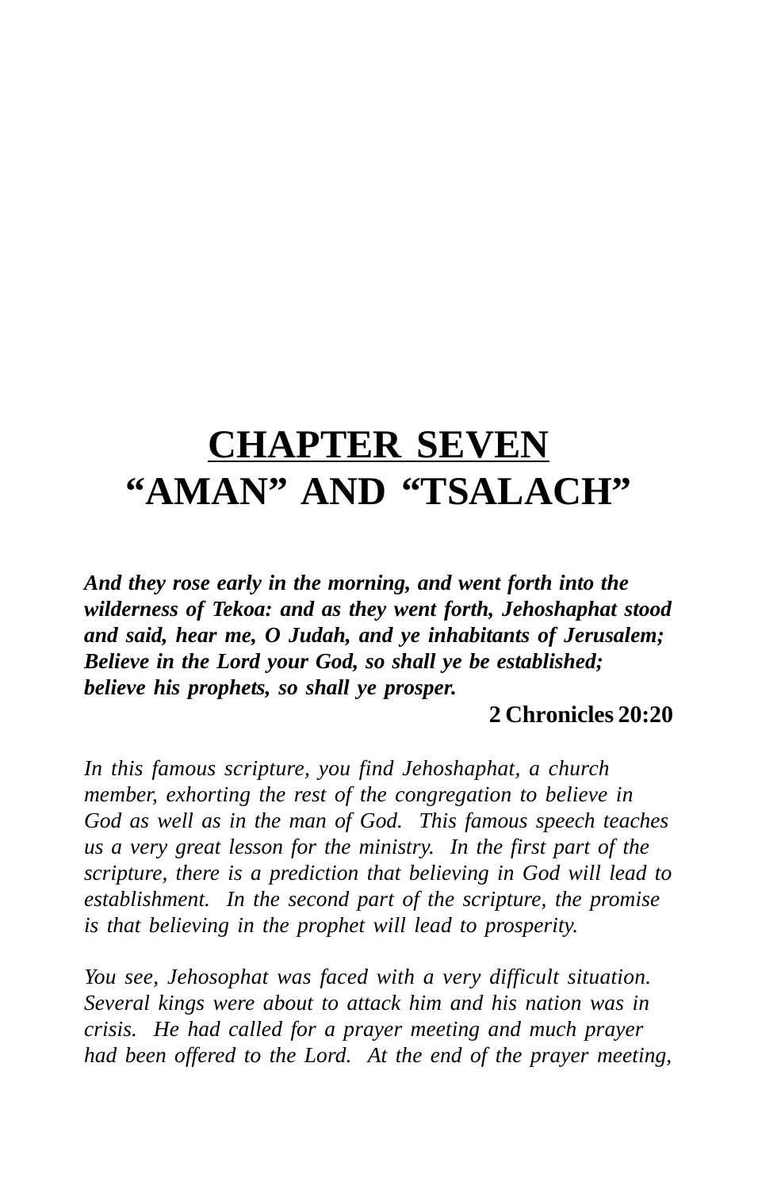# CHAPTER SEVEN
# "AMAN" AND "TSALACH"

***And they rose early in the morning, and went forth into the wilderness of Tekoa: and as they went forth, Jehoshaphat stood and said, hear me, O Judah, and ye inhabitants of Jerusalem; Believe in the Lord your God, so shall ye be established; believe his prophets, so shall ye prosper.***

**2 Chronicles 20:20**

*In this famous scripture, you find Jehoshaphat, a church member, exhorting the rest of the congregation to believe in God as well as in the man of God. This famous speech teaches us a very great lesson for the ministry. In the first part of the scripture, there is a prediction that believing in God will lead to establishment. In the second part of the scripture, the promise is that believing in the prophet will lead to prosperity.*

*You see, Jehosophat was faced with a very difficult situation. Several kings were about to attack him and his nation was in crisis. He had called for a prayer meeting and much prayer had been offered to the Lord. At the end of the prayer meeting,*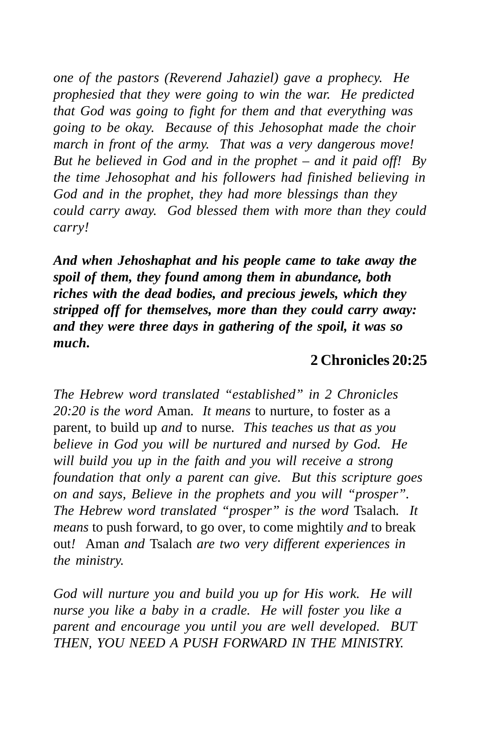*one of the pastors (Reverend Jahaziel) gave a prophecy. He prophesied that they were going to win the war. He predicted that God was going to fight for them and that everything was going to be okay. Because of this Jehosophat made the choir march in front of the army. That was a very dangerous move! But he believed in God and in the prophet – and it paid off! By the time Jehosophat and his followers had finished believing in God and in the prophet, they had more blessings than they could carry away. God blessed them with more than they could carry!*

***And when Jehoshaphat and his people came to take away the spoil of them, they found among them in abundance, both riches with the dead bodies, and precious jewels, which they stripped off for themselves, more than they could carry away: and they were three days in gathering of the spoil, it was so much.***

**2 Chronicles 20:25**

*The Hebrew word translated "established" in 2 Chronicles 20:20 is the word* Aman*. It means* to nurture, to foster as a parent, to build up *and* to nurse*. This teaches us that as you believe in God you will be nurtured and nursed by God. He will build you up in the faith and you will receive a strong foundation that only a parent can give. But this scripture goes on and says, Believe in the prophets and you will "prosper". The Hebrew word translated "prosper" is the word* Tsalach*. It means* to push forward, to go over, to come mightily *and* to break out*!* Aman *and* Tsalach *are two very different experiences in the ministry.*

*God will nurture you and build you up for His work. He will nurse you like a baby in a cradle. He will foster you like a parent and encourage you until you are well developed. BUT THEN, YOU NEED A PUSH FORWARD IN THE MINISTRY.*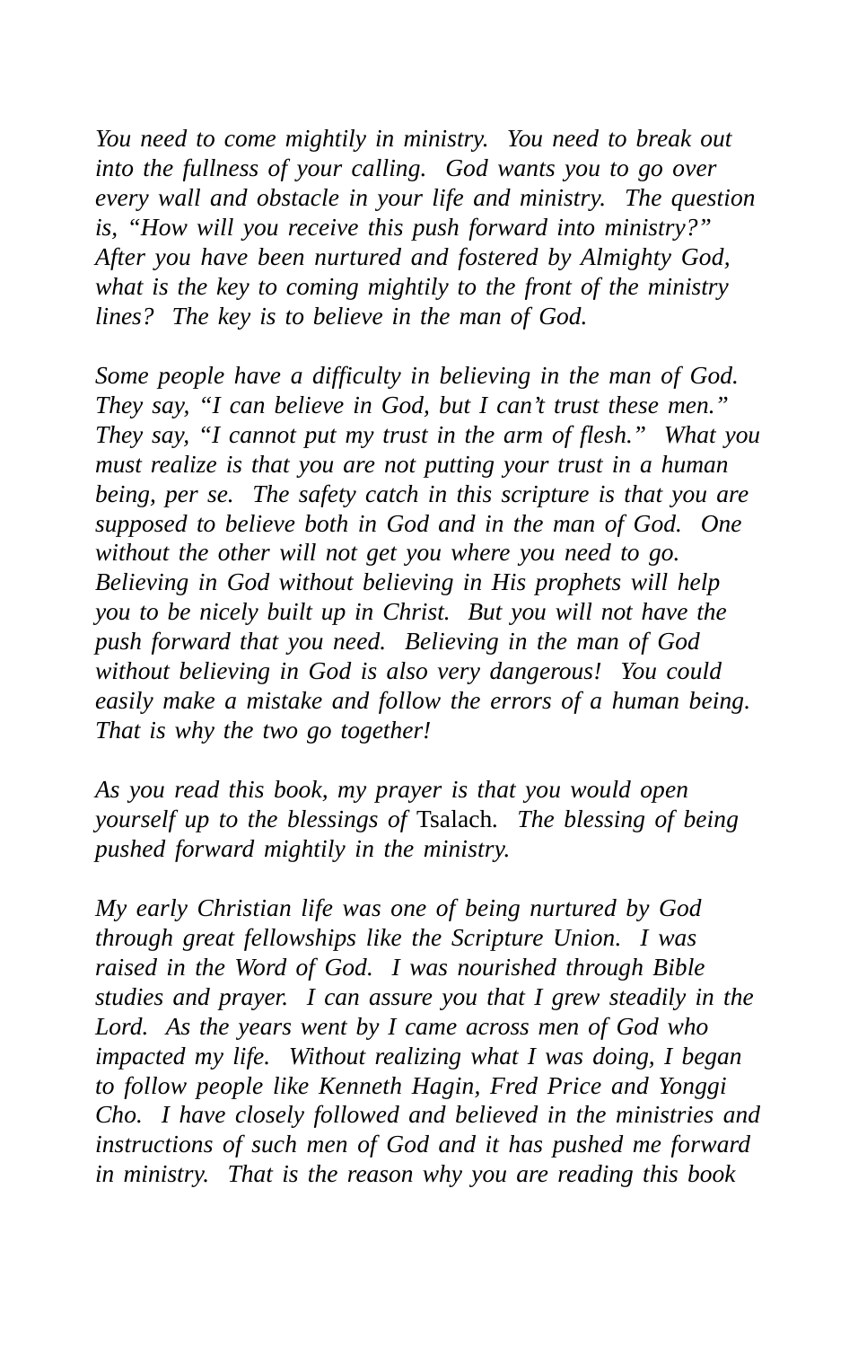*You need to come mightily in ministry. You need to break out into the fullness of your calling. God wants you to go over every wall and obstacle in your life and ministry. The question is, "How will you receive this push forward into ministry?" After you have been nurtured and fostered by Almighty God, what is the key to coming mightily to the front of the ministry lines? The key is to believe in the man of God.*

*Some people have a difficulty in believing in the man of God. They say, "I can believe in God, but I can't trust these men." They say, "I cannot put my trust in the arm of flesh." What you must realize is that you are not putting your trust in a human being, per se. The safety catch in this scripture is that you are supposed to believe both in God and in the man of God. One without the other will not get you where you need to go. Believing in God without believing in His prophets will help you to be nicely built up in Christ. But you will not have the push forward that you need. Believing in the man of God without believing in God is also very dangerous! You could easily make a mistake and follow the errors of a human being. That is why the two go together!*

*As you read this book, my prayer is that you would open yourself up to the blessings of* Tsalach. *The blessing of being pushed forward mightily in the ministry.*

*My early Christian life was one of being nurtured by God through great fellowships like the Scripture Union. I was raised in the Word of God. I was nourished through Bible studies and prayer. I can assure you that I grew steadily in the Lord. As the years went by I came across men of God who impacted my life. Without realizing what I was doing, I began to follow people like Kenneth Hagin, Fred Price and Yonggi Cho. I have closely followed and believed in the ministries and instructions of such men of God and it has pushed me forward in ministry. That is the reason why you are reading this book*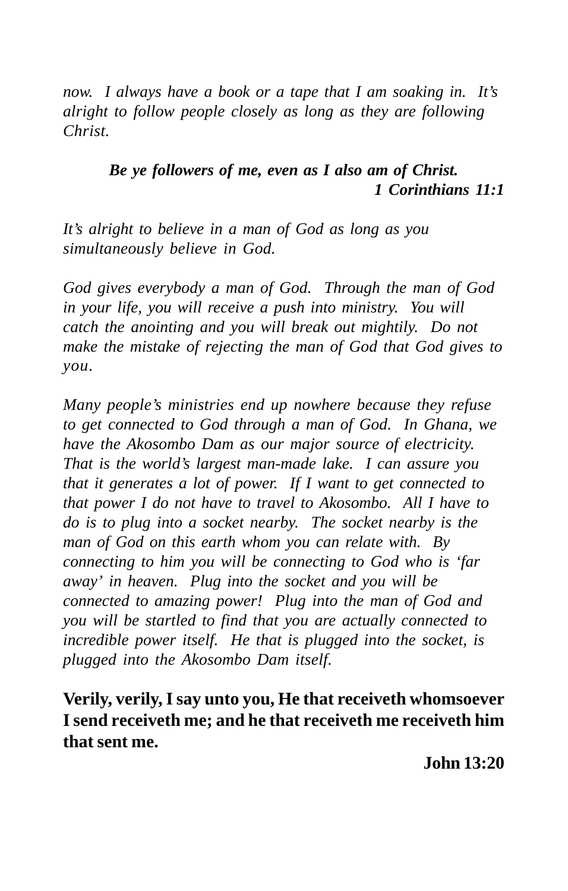*now. I always have a book or a tape that I am soaking in. It's alright to follow people closely as long as they are following Christ.*

> ***Be ye followers of me, even as I also am of Christ.***
> ***1 Corinthians 11:1***

*It's alright to believe in a man of God as long as you simultaneously believe in God.*

*God gives everybody a man of God. Through the man of God in your life, you will receive a push into ministry. You will catch the anointing and you will break out mightily. Do not make the mistake of rejecting the man of God that God gives to you.*

*Many people's ministries end up nowhere because they refuse to get connected to God through a man of God. In Ghana, we have the Akosombo Dam as our major source of electricity. That is the world's largest man-made lake. I can assure you that it generates a lot of power. If I want to get connected to that power I do not have to travel to Akosombo. All I have to do is to plug into a socket nearby. The socket nearby is the man of God on this earth whom you can relate with. By connecting to him you will be connecting to God who is 'far away' in heaven. Plug into the socket and you will be connected to amazing power! Plug into the man of God and you will be startled to find that you are actually connected to incredible power itself. He that is plugged into the socket, is plugged into the Akosombo Dam itself.*

**Verily, verily, I say unto you, He that receiveth whomsoever I send receiveth me; and he that receiveth me receiveth him that sent me.**

**John 13:20**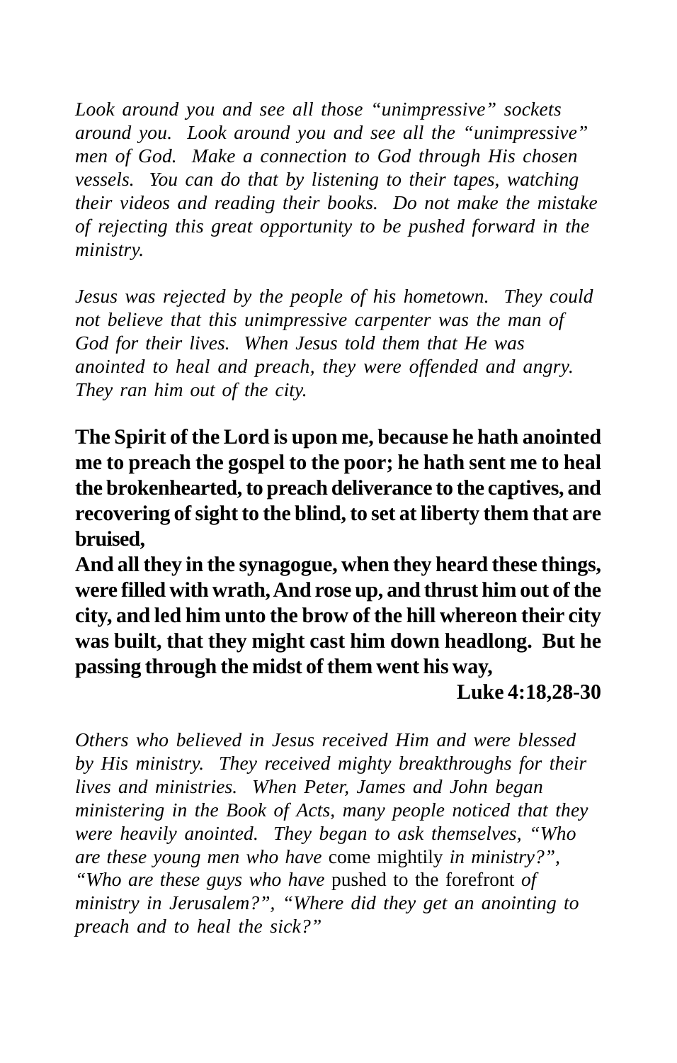*Look around you and see all those "unimpressive" sockets around you. Look around you and see all the "unimpressive" men of God. Make a connection to God through His chosen vessels. You can do that by listening to their tapes, watching their videos and reading their books. Do not make the mistake of rejecting this great opportunity to be pushed forward in the ministry.*

*Jesus was rejected by the people of his hometown. They could not believe that this unimpressive carpenter was the man of God for their lives. When Jesus told them that He was anointed to heal and preach, they were offended and angry. They ran him out of the city.*

**The Spirit of the Lord is upon me, because he hath anointed me to preach the gospel to the poor; he hath sent me to heal the brokenhearted, to preach deliverance to the captives, and recovering of sight to the blind, to set at liberty them that are bruised,**
**And all they in the synagogue, when they heard these things, were filled with wrath, And rose up, and thrust him out of the city, and led him unto the brow of the hill whereon their city was built, that they might cast him down headlong. But he passing through the midst of them went his way,**

**Luke 4:18,28-30**

*Others who believed in Jesus received Him and were blessed by His ministry. They received mighty breakthroughs for their lives and ministries. When Peter, James and John began ministering in the Book of Acts, many people noticed that they were heavily anointed. They began to ask themselves, "Who are these young men who have* come mightily *in ministry?", "Who are these guys who have* pushed to the forefront *of ministry in Jerusalem?", "Where did they get an anointing to preach and to heal the sick?"*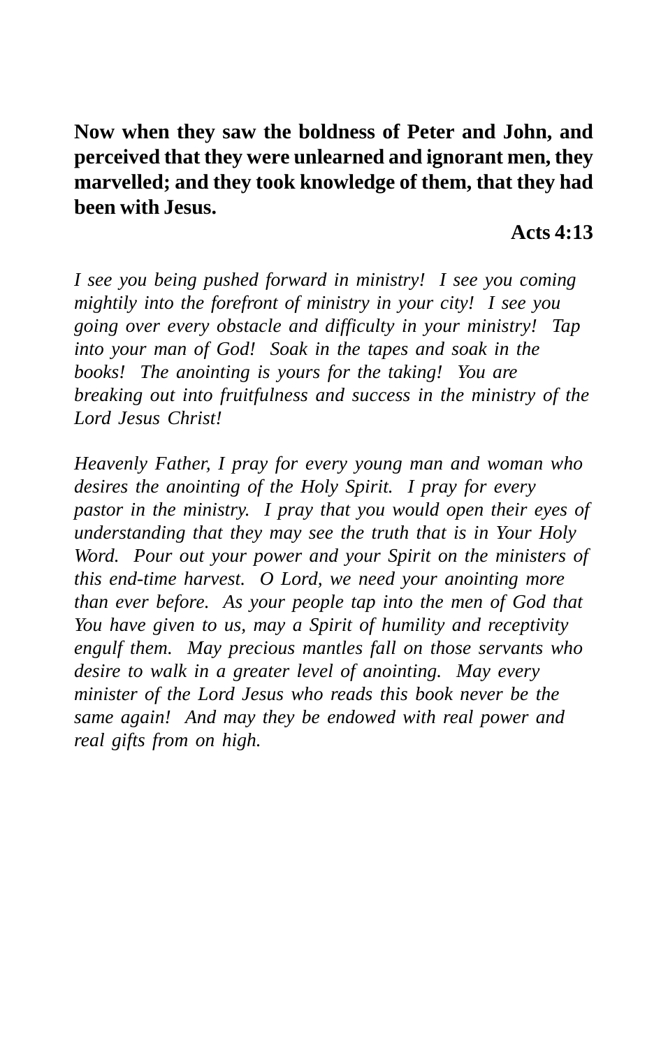**Now when they saw the boldness of Peter and John, and perceived that they were unlearned and ignorant men, they marvelled; and they took knowledge of them, that they had been with Jesus.**

**Acts 4:13**

*I see you being pushed forward in ministry! I see you coming mightily into the forefront of ministry in your city! I see you going over every obstacle and difficulty in your ministry! Tap into your man of God! Soak in the tapes and soak in the books! The anointing is yours for the taking! You are breaking out into fruitfulness and success in the ministry of the Lord Jesus Christ!*

*Heavenly Father, I pray for every young man and woman who desires the anointing of the Holy Spirit. I pray for every pastor in the ministry. I pray that you would open their eyes of understanding that they may see the truth that is in Your Holy Word. Pour out your power and your Spirit on the ministers of this end-time harvest. O Lord, we need your anointing more than ever before. As your people tap into the men of God that You have given to us, may a Spirit of humility and receptivity engulf them. May precious mantles fall on those servants who desire to walk in a greater level of anointing. May every minister of the Lord Jesus who reads this book never be the same again! And may they be endowed with real power and real gifts from on high.*